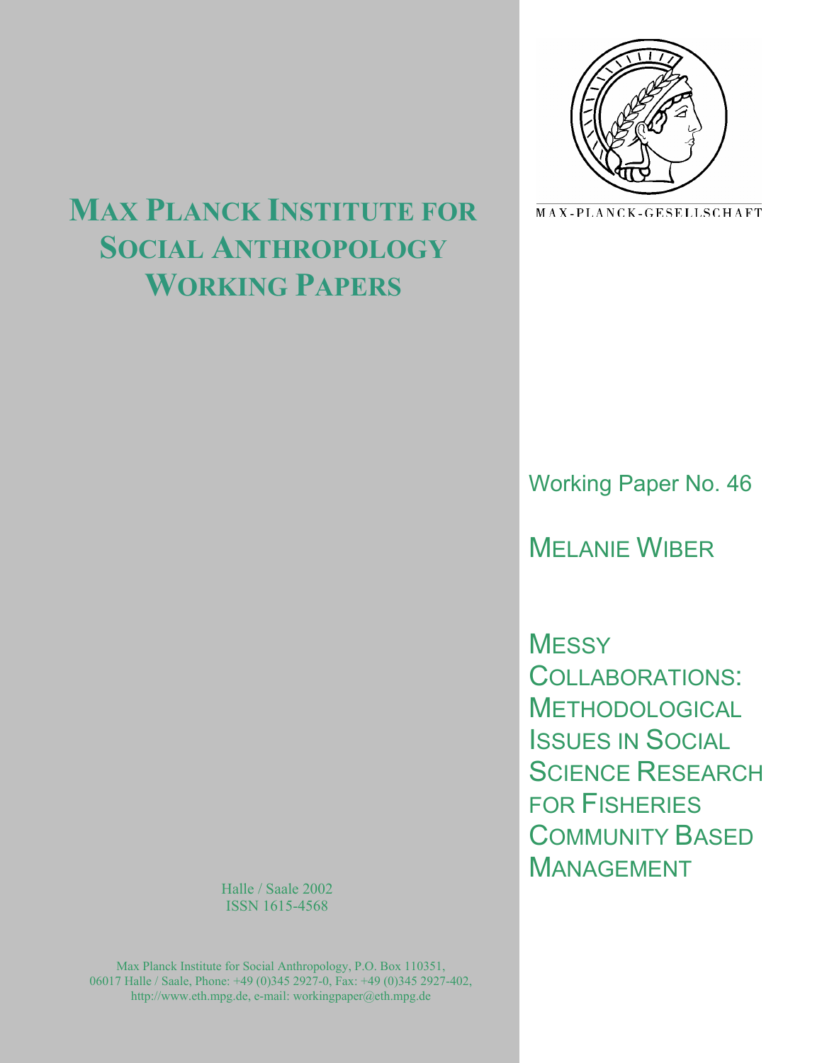# Max Planck Institute for Social Anthropology Working Papers

MAX-PLANCK-GESELLSCHAFT

Working Paper No. 46

MELANIE WIBER

## Messy Collaborations: Methodological Issues in Social Science Research for Fisheries Community Based Management

Halle / Saale 2002
ISSN 1615-4568

Max Planck Institute for Social Anthropology, P.O. Box 110351, 06017 Halle / Saale, Phone: +49 (0)345 2927-0, Fax: +49 (0)345 2927-402, http://www.eth.mpg.de, e-mail: workingpaper@eth.mpg.de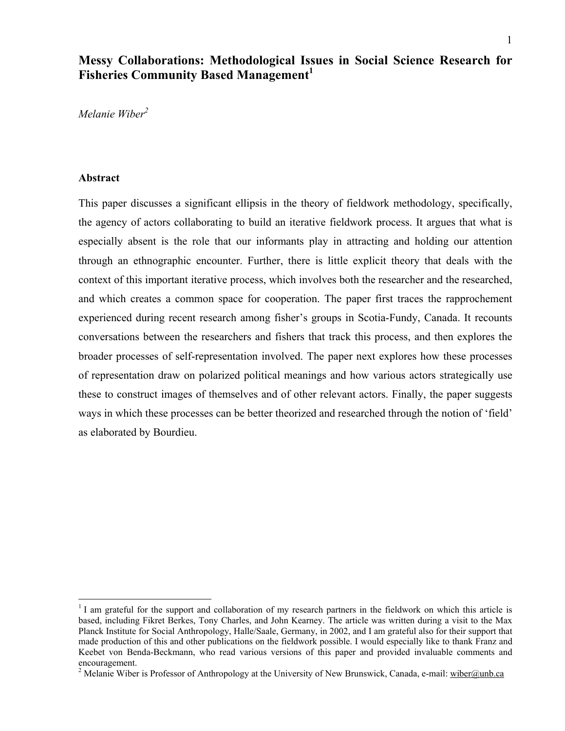# Messy Collaborations: Methodological Issues in Social Science Research for Fisheries Community Based Management[1]

*Melanie Wiber[2]*

## Abstract

This paper discusses a significant ellipsis in the theory of fieldwork methodology, specifically, the agency of actors collaborating to build an iterative fieldwork process. It argues that what is especially absent is the role that our informants play in attracting and holding our attention through an ethnographic encounter. Further, there is little explicit theory that deals with the context of this important iterative process, which involves both the researcher and the researched, and which creates a common space for cooperation. The paper first traces the rapprochement experienced during recent research among fisher's groups in Scotia-Fundy, Canada. It recounts conversations between the researchers and fishers that track this process, and then explores the broader processes of self-representation involved. The paper next explores how these processes of representation draw on polarized political meanings and how various actors strategically use these to construct images of themselves and of other relevant actors. Finally, the paper suggests ways in which these processes can be better theorized and researched through the notion of 'field' as elaborated by Bourdieu.

---

[1] I am grateful for the support and collaboration of my research partners in the fieldwork on which this article is based, including Fikret Berkes, Tony Charles, and John Kearney. The article was written during a visit to the Max Planck Institute for Social Anthropology, Halle/Saale, Germany, in 2002, and I am grateful also for their support that made production of this and other publications on the fieldwork possible. I would especially like to thank Franz and Keebet von Benda-Beckmann, who read various versions of this paper and provided invaluable comments and encouragement.

[2] Melanie Wiber is Professor of Anthropology at the University of New Brunswick, Canada, e-mail: wiber@unb.ca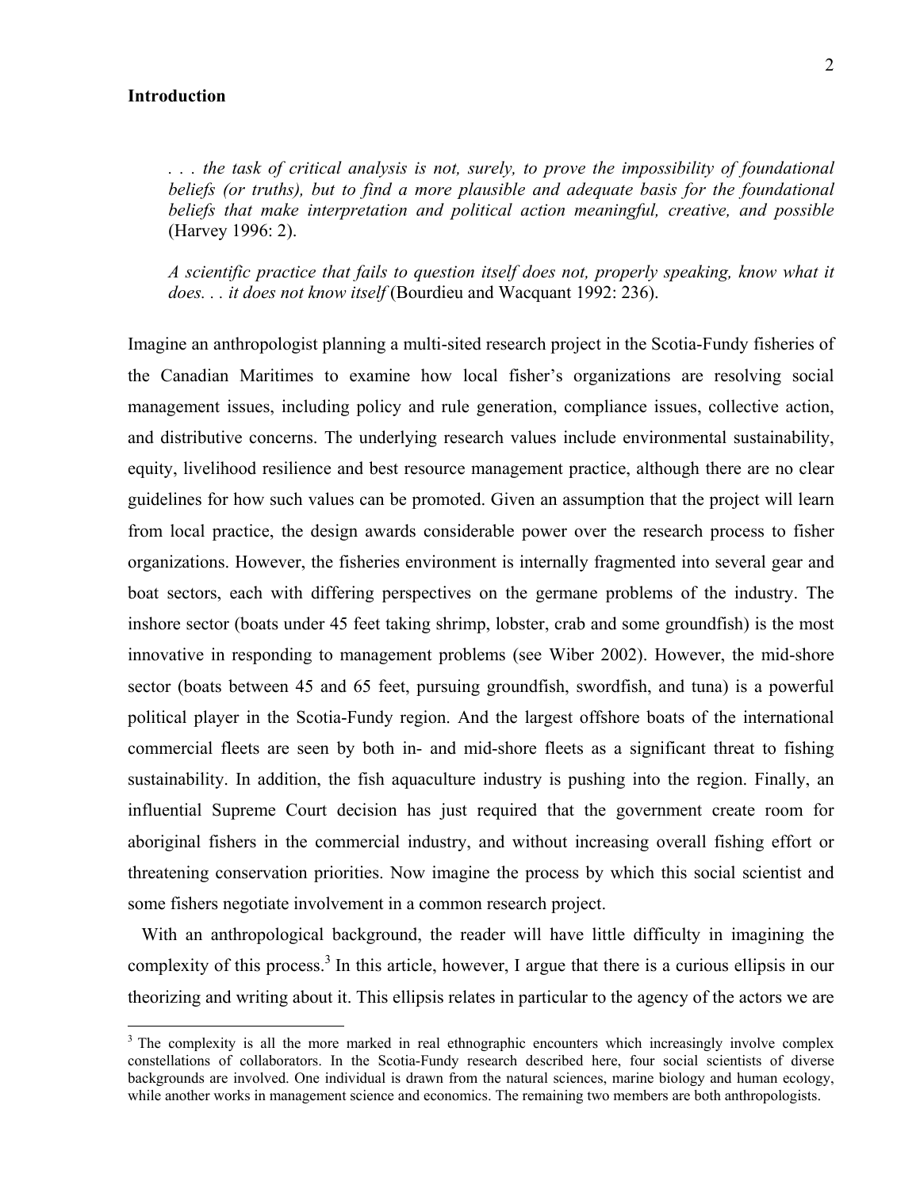## Introduction

> *. . . the task of critical analysis is not, surely, to prove the impossibility of foundational beliefs (or truths), but to find a more plausible and adequate basis for the foundational beliefs that make interpretation and political action meaningful, creative, and possible* (Harvey 1996: 2).
>
> *A scientific practice that fails to question itself does not, properly speaking, know what it does. . . it does not know itself* (Bourdieu and Wacquant 1992: 236).

Imagine an anthropologist planning a multi-sited research project in the Scotia-Fundy fisheries of the Canadian Maritimes to examine how local fisher's organizations are resolving social management issues, including policy and rule generation, compliance issues, collective action, and distributive concerns. The underlying research values include environmental sustainability, equity, livelihood resilience and best resource management practice, although there are no clear guidelines for how such values can be promoted. Given an assumption that the project will learn from local practice, the design awards considerable power over the research process to fisher organizations. However, the fisheries environment is internally fragmented into several gear and boat sectors, each with differing perspectives on the germane problems of the industry. The inshore sector (boats under 45 feet taking shrimp, lobster, crab and some groundfish) is the most innovative in responding to management problems (see Wiber 2002). However, the mid-shore sector (boats between 45 and 65 feet, pursuing groundfish, swordfish, and tuna) is a powerful political player in the Scotia-Fundy region. And the largest offshore boats of the international commercial fleets are seen by both in- and mid-shore fleets as a significant threat to fishing sustainability. In addition, the fish aquaculture industry is pushing into the region. Finally, an influential Supreme Court decision has just required that the government create room for aboriginal fishers in the commercial industry, and without increasing overall fishing effort or threatening conservation priorities. Now imagine the process by which this social scientist and some fishers negotiate involvement in a common research project.

With an anthropological background, the reader will have little difficulty in imagining the complexity of this process.[3] In this article, however, I argue that there is a curious ellipsis in our theorizing and writing about it. This ellipsis relates in particular to the agency of the actors we are

[3] The complexity is all the more marked in real ethnographic encounters which increasingly involve complex constellations of collaborators. In the Scotia-Fundy research described here, four social scientists of diverse backgrounds are involved. One individual is drawn from the natural sciences, marine biology and human ecology, while another works in management science and economics. The remaining two members are both anthropologists.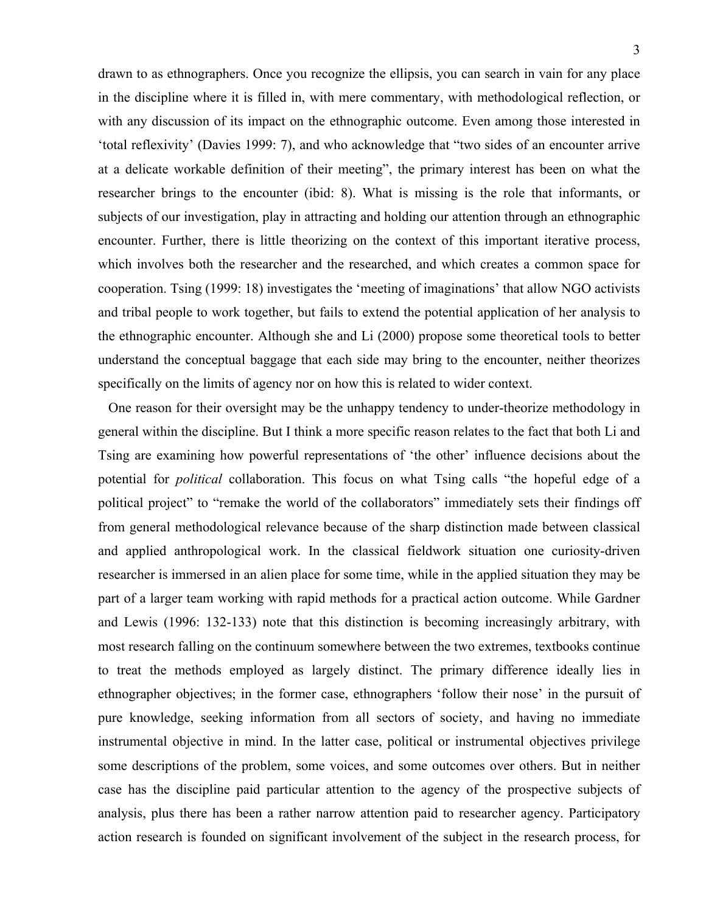drawn to as ethnographers. Once you recognize the ellipsis, you can search in vain for any place in the discipline where it is filled in, with mere commentary, with methodological reflection, or with any discussion of its impact on the ethnographic outcome. Even among those interested in 'total reflexivity' (Davies 1999: 7), and who acknowledge that "two sides of an encounter arrive at a delicate workable definition of their meeting", the primary interest has been on what the researcher brings to the encounter (ibid: 8). What is missing is the role that informants, or subjects of our investigation, play in attracting and holding our attention through an ethnographic encounter. Further, there is little theorizing on the context of this important iterative process, which involves both the researcher and the researched, and which creates a common space for cooperation. Tsing (1999: 18) investigates the 'meeting of imaginations' that allow NGO activists and tribal people to work together, but fails to extend the potential application of her analysis to the ethnographic encounter. Although she and Li (2000) propose some theoretical tools to better understand the conceptual baggage that each side may bring to the encounter, neither theorizes specifically on the limits of agency nor on how this is related to wider context.

One reason for their oversight may be the unhappy tendency to under-theorize methodology in general within the discipline. But I think a more specific reason relates to the fact that both Li and Tsing are examining how powerful representations of 'the other' influence decisions about the potential for *political* collaboration. This focus on what Tsing calls "the hopeful edge of a political project" to "remake the world of the collaborators" immediately sets their findings off from general methodological relevance because of the sharp distinction made between classical and applied anthropological work. In the classical fieldwork situation one curiosity-driven researcher is immersed in an alien place for some time, while in the applied situation they may be part of a larger team working with rapid methods for a practical action outcome. While Gardner and Lewis (1996: 132-133) note that this distinction is becoming increasingly arbitrary, with most research falling on the continuum somewhere between the two extremes, textbooks continue to treat the methods employed as largely distinct. The primary difference ideally lies in ethnographer objectives; in the former case, ethnographers 'follow their nose' in the pursuit of pure knowledge, seeking information from all sectors of society, and having no immediate instrumental objective in mind. In the latter case, political or instrumental objectives privilege some descriptions of the problem, some voices, and some outcomes over others. But in neither case has the discipline paid particular attention to the agency of the prospective subjects of analysis, plus there has been a rather narrow attention paid to researcher agency. Participatory action research is founded on significant involvement of the subject in the research process, for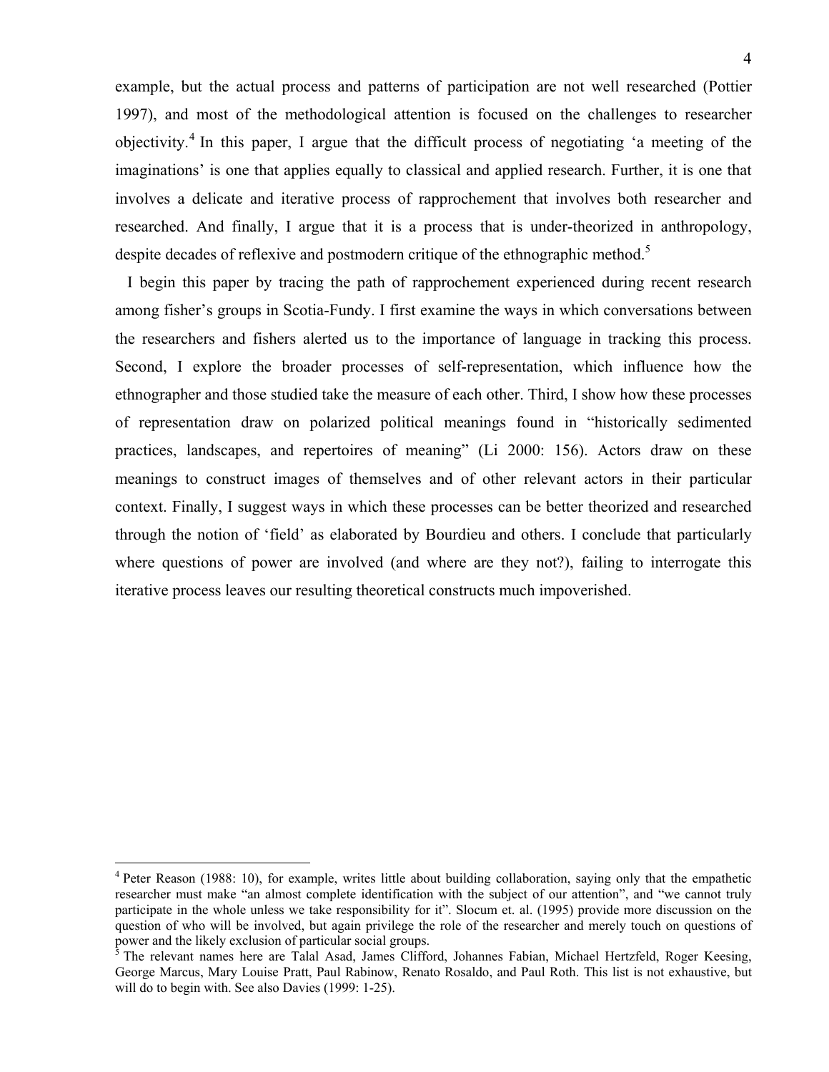example, but the actual process and patterns of participation are not well researched (Pottier 1997), and most of the methodological attention is focused on the challenges to researcher objectivity.[4] In this paper, I argue that the difficult process of negotiating 'a meeting of the imaginations' is one that applies equally to classical and applied research. Further, it is one that involves a delicate and iterative process of rapprochement that involves both researcher and researched. And finally, I argue that it is a process that is under-theorized in anthropology, despite decades of reflexive and postmodern critique of the ethnographic method.[5]

I begin this paper by tracing the path of rapprochement experienced during recent research among fisher's groups in Scotia-Fundy. I first examine the ways in which conversations between the researchers and fishers alerted us to the importance of language in tracking this process. Second, I explore the broader processes of self-representation, which influence how the ethnographer and those studied take the measure of each other. Third, I show how these processes of representation draw on polarized political meanings found in "historically sedimented practices, landscapes, and repertoires of meaning" (Li 2000: 156). Actors draw on these meanings to construct images of themselves and of other relevant actors in their particular context. Finally, I suggest ways in which these processes can be better theorized and researched through the notion of 'field' as elaborated by Bourdieu and others. I conclude that particularly where questions of power are involved (and where are they not?), failing to interrogate this iterative process leaves our resulting theoretical constructs much impoverished.

---

[4] Peter Reason (1988: 10), for example, writes little about building collaboration, saying only that the empathetic researcher must make "an almost complete identification with the subject of our attention", and "we cannot truly participate in the whole unless we take responsibility for it". Slocum et. al. (1995) provide more discussion on the question of who will be involved, but again privilege the role of the researcher and merely touch on questions of power and the likely exclusion of particular social groups.

[5] The relevant names here are Talal Asad, James Clifford, Johannes Fabian, Michael Hertzfeld, Roger Keesing, George Marcus, Mary Louise Pratt, Paul Rabinow, Renato Rosaldo, and Paul Roth. This list is not exhaustive, but will do to begin with. See also Davies (1999: 1-25).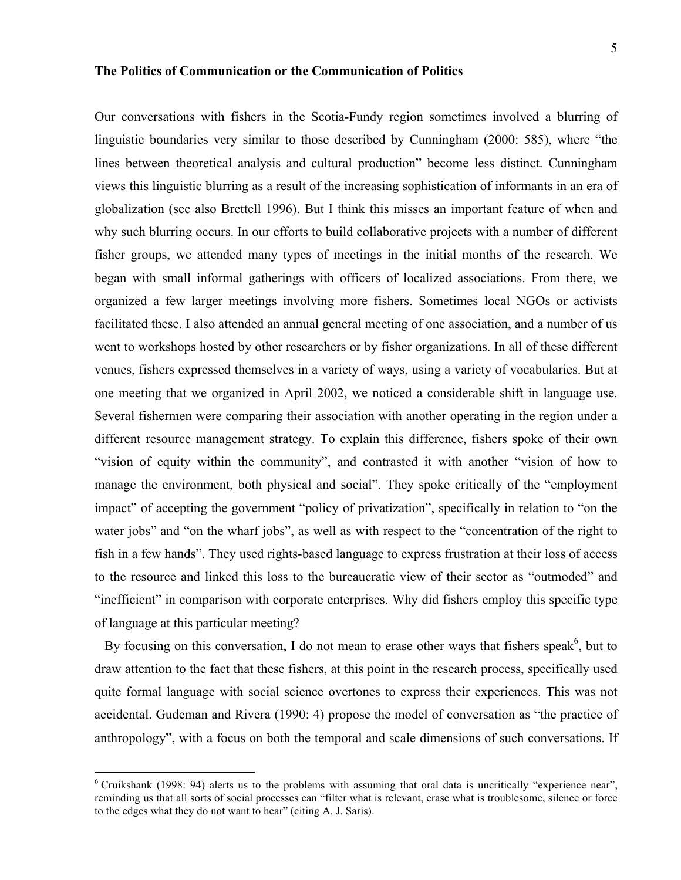**The Politics of Communication or the Communication of Politics**

Our conversations with fishers in the Scotia-Fundy region sometimes involved a blurring of linguistic boundaries very similar to those described by Cunningham (2000: 585), where "the lines between theoretical analysis and cultural production" become less distinct. Cunningham views this linguistic blurring as a result of the increasing sophistication of informants in an era of globalization (see also Brettell 1996). But I think this misses an important feature of when and why such blurring occurs. In our efforts to build collaborative projects with a number of different fisher groups, we attended many types of meetings in the initial months of the research. We began with small informal gatherings with officers of localized associations. From there, we organized a few larger meetings involving more fishers. Sometimes local NGOs or activists facilitated these. I also attended an annual general meeting of one association, and a number of us went to workshops hosted by other researchers or by fisher organizations. In all of these different venues, fishers expressed themselves in a variety of ways, using a variety of vocabularies. But at one meeting that we organized in April 2002, we noticed a considerable shift in language use. Several fishermen were comparing their association with another operating in the region under a different resource management strategy. To explain this difference, fishers spoke of their own "vision of equity within the community", and contrasted it with another "vision of how to manage the environment, both physical and social". They spoke critically of the "employment impact" of accepting the government "policy of privatization", specifically in relation to "on the water jobs" and "on the wharf jobs", as well as with respect to the "concentration of the right to fish in a few hands". They used rights-based language to express frustration at their loss of access to the resource and linked this loss to the bureaucratic view of their sector as "outmoded" and "inefficient" in comparison with corporate enterprises. Why did fishers employ this specific type of language at this particular meeting?

By focusing on this conversation, I do not mean to erase other ways that fishers speak[6], but to draw attention to the fact that these fishers, at this point in the research process, specifically used quite formal language with social science overtones to express their experiences. This was not accidental. Gudeman and Rivera (1990: 4) propose the model of conversation as "the practice of anthropology", with a focus on both the temporal and scale dimensions of such conversations. If

[6] Cruikshank (1998: 94) alerts us to the problems with assuming that oral data is uncritically "experience near", reminding us that all sorts of social processes can "filter what is relevant, erase what is troublesome, silence or force to the edges what they do not want to hear" (citing A. J. Saris).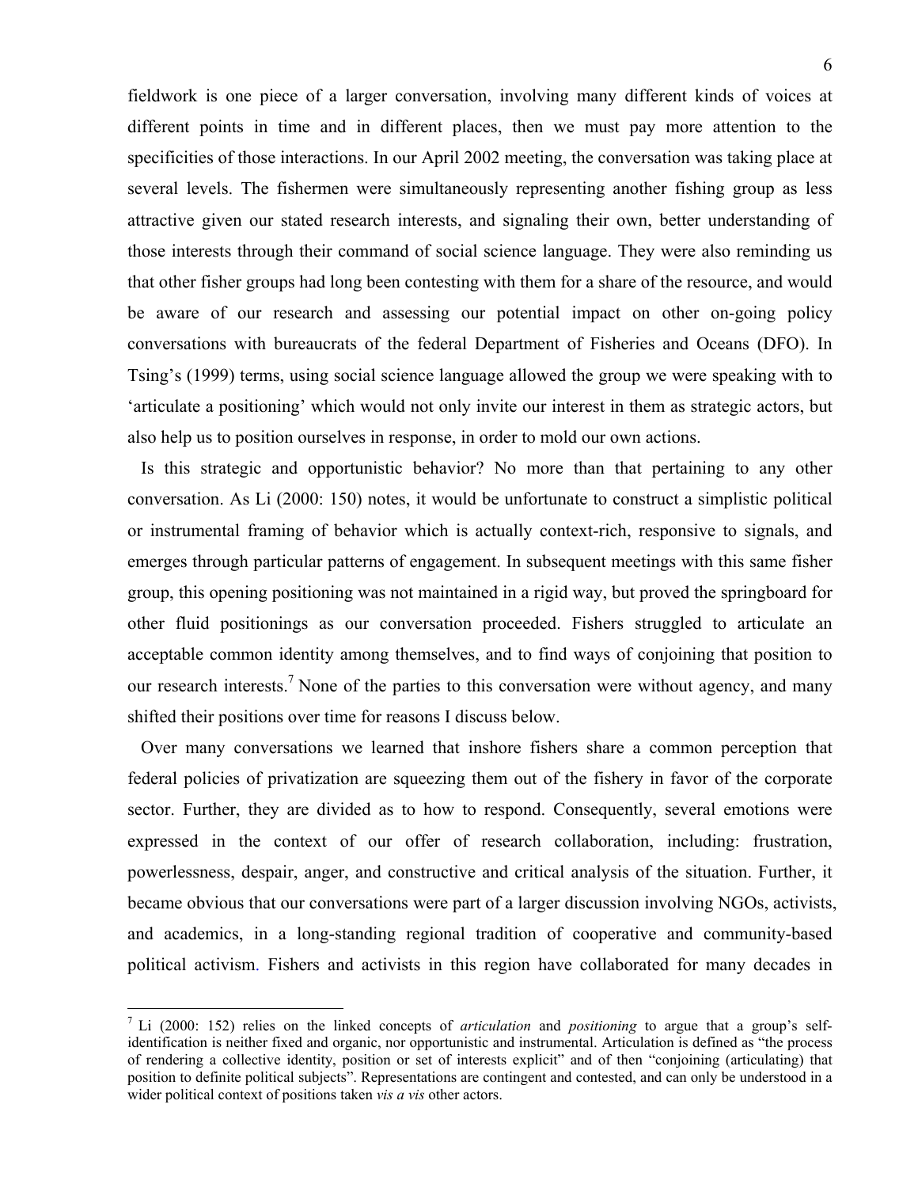fieldwork is one piece of a larger conversation, involving many different kinds of voices at different points in time and in different places, then we must pay more attention to the specificities of those interactions. In our April 2002 meeting, the conversation was taking place at several levels. The fishermen were simultaneously representing another fishing group as less attractive given our stated research interests, and signaling their own, better understanding of those interests through their command of social science language. They were also reminding us that other fisher groups had long been contesting with them for a share of the resource, and would be aware of our research and assessing our potential impact on other on-going policy conversations with bureaucrats of the federal Department of Fisheries and Oceans (DFO). In Tsing's (1999) terms, using social science language allowed the group we were speaking with to 'articulate a positioning' which would not only invite our interest in them as strategic actors, but also help us to position ourselves in response, in order to mold our own actions.

Is this strategic and opportunistic behavior? No more than that pertaining to any other conversation. As Li (2000: 150) notes, it would be unfortunate to construct a simplistic political or instrumental framing of behavior which is actually context-rich, responsive to signals, and emerges through particular patterns of engagement. In subsequent meetings with this same fisher group, this opening positioning was not maintained in a rigid way, but proved the springboard for other fluid positionings as our conversation proceeded. Fishers struggled to articulate an acceptable common identity among themselves, and to find ways of conjoining that position to our research interests.[7] None of the parties to this conversation were without agency, and many shifted their positions over time for reasons I discuss below.

Over many conversations we learned that inshore fishers share a common perception that federal policies of privatization are squeezing them out of the fishery in favor of the corporate sector. Further, they are divided as to how to respond. Consequently, several emotions were expressed in the context of our offer of research collaboration, including: frustration, powerlessness, despair, anger, and constructive and critical analysis of the situation. Further, it became obvious that our conversations were part of a larger discussion involving NGOs, activists, and academics, in a long-standing regional tradition of cooperative and community-based political activism. Fishers and activists in this region have collaborated for many decades in

[7] Li (2000: 152) relies on the linked concepts of *articulation* and *positioning* to argue that a group's self-identification is neither fixed and organic, nor opportunistic and instrumental. Articulation is defined as "the process of rendering a collective identity, position or set of interests explicit" and of then "conjoining (articulating) that position to definite political subjects". Representations are contingent and contested, and can only be understood in a wider political context of positions taken *vis a vis* other actors.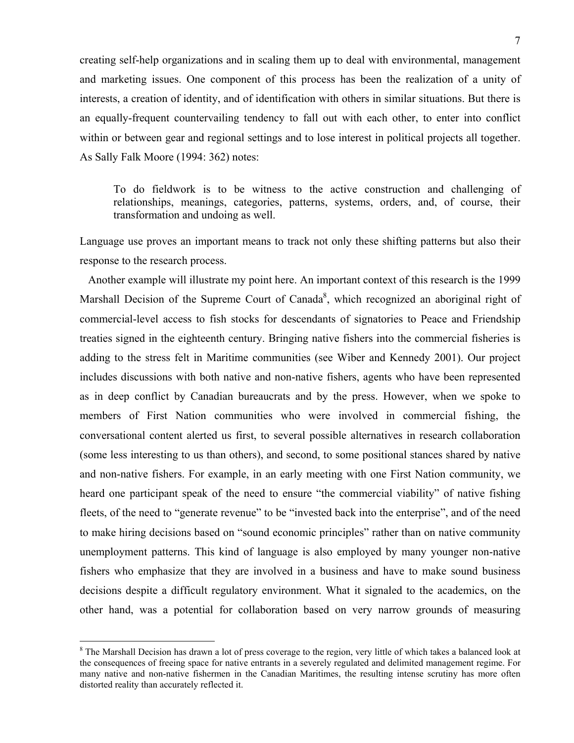creating self-help organizations and in scaling them up to deal with environmental, management and marketing issues. One component of this process has been the realization of a unity of interests, a creation of identity, and of identification with others in similar situations. But there is an equally-frequent countervailing tendency to fall out with each other, to enter into conflict within or between gear and regional settings and to lose interest in political projects all together. As Sally Falk Moore (1994: 362) notes:

> To do fieldwork is to be witness to the active construction and challenging of relationships, meanings, categories, patterns, systems, orders, and, of course, their transformation and undoing as well.

Language use proves an important means to track not only these shifting patterns but also their response to the research process.

Another example will illustrate my point here. An important context of this research is the 1999 Marshall Decision of the Supreme Court of Canada[8], which recognized an aboriginal right of commercial-level access to fish stocks for descendants of signatories to Peace and Friendship treaties signed in the eighteenth century. Bringing native fishers into the commercial fisheries is adding to the stress felt in Maritime communities (see Wiber and Kennedy 2001). Our project includes discussions with both native and non-native fishers, agents who have been represented as in deep conflict by Canadian bureaucrats and by the press. However, when we spoke to members of First Nation communities who were involved in commercial fishing, the conversational content alerted us first, to several possible alternatives in research collaboration (some less interesting to us than others), and second, to some positional stances shared by native and non-native fishers. For example, in an early meeting with one First Nation community, we heard one participant speak of the need to ensure "the commercial viability" of native fishing fleets, of the need to "generate revenue" to be "invested back into the enterprise", and of the need to make hiring decisions based on "sound economic principles" rather than on native community unemployment patterns. This kind of language is also employed by many younger non-native fishers who emphasize that they are involved in a business and have to make sound business decisions despite a difficult regulatory environment. What it signaled to the academics, on the other hand, was a potential for collaboration based on very narrow grounds of measuring

[8] The Marshall Decision has drawn a lot of press coverage to the region, very little of which takes a balanced look at the consequences of freeing space for native entrants in a severely regulated and delimited management regime. For many native and non-native fishermen in the Canadian Maritimes, the resulting intense scrutiny has more often distorted reality than accurately reflected it.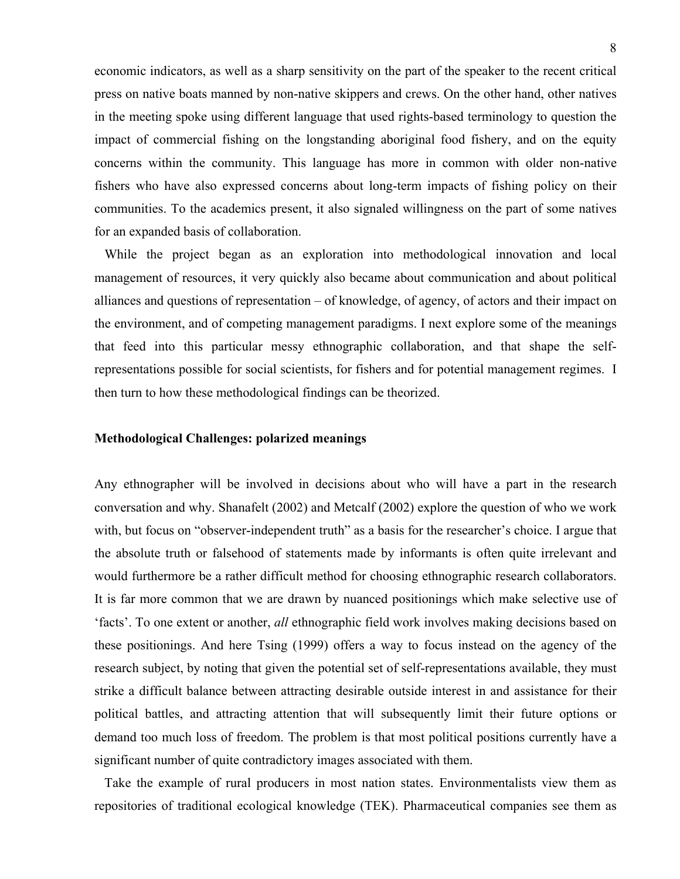economic indicators, as well as a sharp sensitivity on the part of the speaker to the recent critical press on native boats manned by non-native skippers and crews. On the other hand, other natives in the meeting spoke using different language that used rights-based terminology to question the impact of commercial fishing on the longstanding aboriginal food fishery, and on the equity concerns within the community. This language has more in common with older non-native fishers who have also expressed concerns about long-term impacts of fishing policy on their communities. To the academics present, it also signaled willingness on the part of some natives for an expanded basis of collaboration.

While the project began as an exploration into methodological innovation and local management of resources, it very quickly also became about communication and about political alliances and questions of representation – of knowledge, of agency, of actors and their impact on the environment, and of competing management paradigms. I next explore some of the meanings that feed into this particular messy ethnographic collaboration, and that shape the self-representations possible for social scientists, for fishers and for potential management regimes. I then turn to how these methodological findings can be theorized.

**Methodological Challenges: polarized meanings**

Any ethnographer will be involved in decisions about who will have a part in the research conversation and why. Shanafelt (2002) and Metcalf (2002) explore the question of who we work with, but focus on "observer-independent truth" as a basis for the researcher's choice. I argue that the absolute truth or falsehood of statements made by informants is often quite irrelevant and would furthermore be a rather difficult method for choosing ethnographic research collaborators. It is far more common that we are drawn by nuanced positionings which make selective use of 'facts'. To one extent or another, *all* ethnographic field work involves making decisions based on these positionings. And here Tsing (1999) offers a way to focus instead on the agency of the research subject, by noting that given the potential set of self-representations available, they must strike a difficult balance between attracting desirable outside interest in and assistance for their political battles, and attracting attention that will subsequently limit their future options or demand too much loss of freedom. The problem is that most political positions currently have a significant number of quite contradictory images associated with them.

Take the example of rural producers in most nation states. Environmentalists view them as repositories of traditional ecological knowledge (TEK). Pharmaceutical companies see them as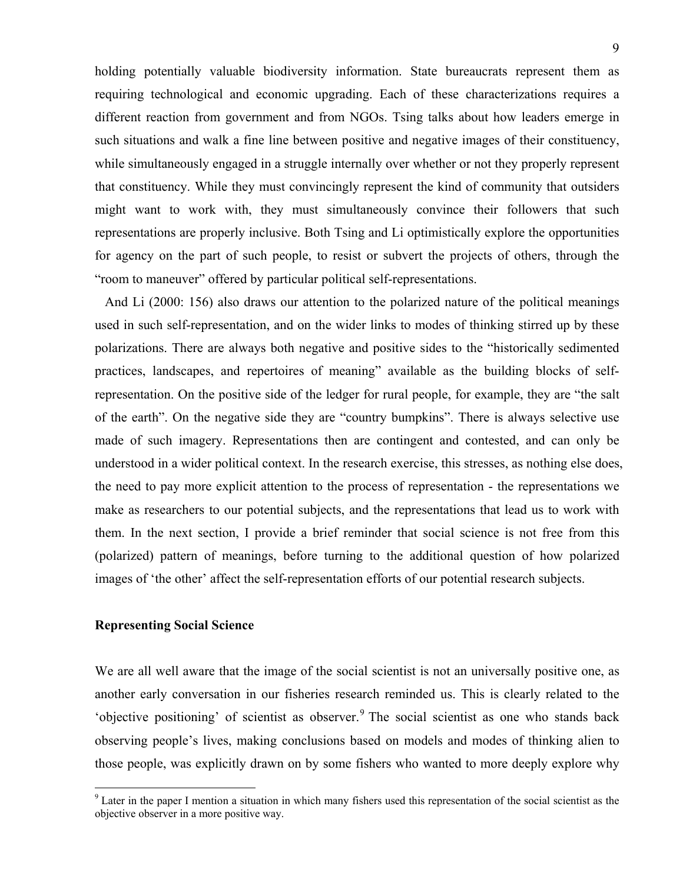holding potentially valuable biodiversity information. State bureaucrats represent them as requiring technological and economic upgrading. Each of these characterizations requires a different reaction from government and from NGOs. Tsing talks about how leaders emerge in such situations and walk a fine line between positive and negative images of their constituency, while simultaneously engaged in a struggle internally over whether or not they properly represent that constituency. While they must convincingly represent the kind of community that outsiders might want to work with, they must simultaneously convince their followers that such representations are properly inclusive. Both Tsing and Li optimistically explore the opportunities for agency on the part of such people, to resist or subvert the projects of others, through the "room to maneuver" offered by particular political self-representations.

And Li (2000: 156) also draws our attention to the polarized nature of the political meanings used in such self-representation, and on the wider links to modes of thinking stirred up by these polarizations. There are always both negative and positive sides to the "historically sedimented practices, landscapes, and repertoires of meaning" available as the building blocks of self-representation. On the positive side of the ledger for rural people, for example, they are "the salt of the earth". On the negative side they are "country bumpkins". There is always selective use made of such imagery. Representations then are contingent and contested, and can only be understood in a wider political context. In the research exercise, this stresses, as nothing else does, the need to pay more explicit attention to the process of representation - the representations we make as researchers to our potential subjects, and the representations that lead us to work with them. In the next section, I provide a brief reminder that social science is not free from this (polarized) pattern of meanings, before turning to the additional question of how polarized images of 'the other' affect the self-representation efforts of our potential research subjects.

## Representing Social Science

We are all well aware that the image of the social scientist is not an universally positive one, as another early conversation in our fisheries research reminded us. This is clearly related to the 'objective positioning' of scientist as observer.[9] The social scientist as one who stands back observing people's lives, making conclusions based on models and modes of thinking alien to those people, was explicitly drawn on by some fishers who wanted to more deeply explore why

[9] Later in the paper I mention a situation in which many fishers used this representation of the social scientist as the objective observer in a more positive way.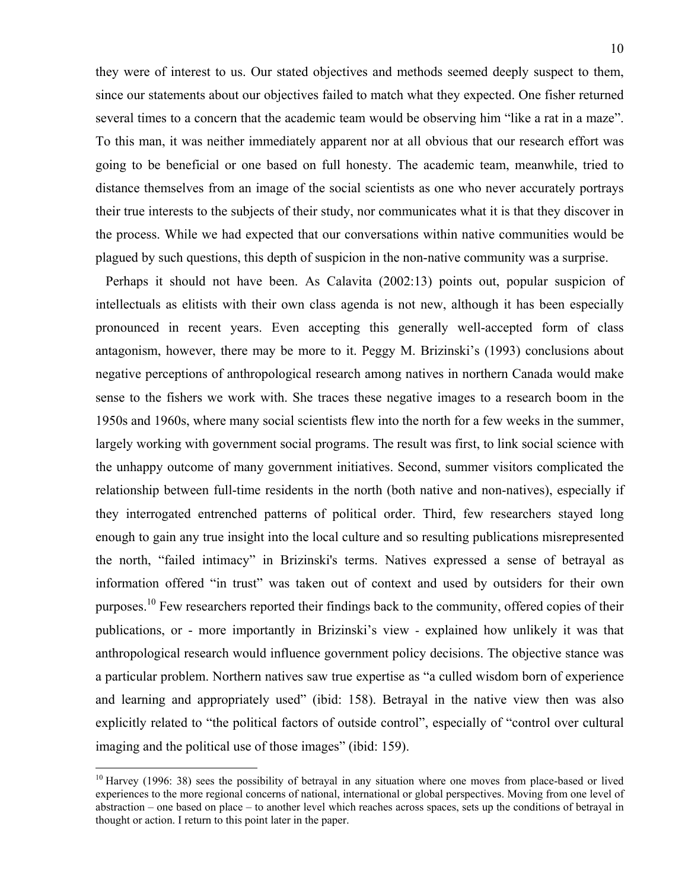they were of interest to us. Our stated objectives and methods seemed deeply suspect to them, since our statements about our objectives failed to match what they expected. One fisher returned several times to a concern that the academic team would be observing him "like a rat in a maze". To this man, it was neither immediately apparent nor at all obvious that our research effort was going to be beneficial or one based on full honesty. The academic team, meanwhile, tried to distance themselves from an image of the social scientists as one who never accurately portrays their true interests to the subjects of their study, nor communicates what it is that they discover in the process. While we had expected that our conversations within native communities would be plagued by such questions, this depth of suspicion in the non-native community was a surprise.

Perhaps it should not have been. As Calavita (2002:13) points out, popular suspicion of intellectuals as elitists with their own class agenda is not new, although it has been especially pronounced in recent years. Even accepting this generally well-accepted form of class antagonism, however, there may be more to it. Peggy M. Brizinski's (1993) conclusions about negative perceptions of anthropological research among natives in northern Canada would make sense to the fishers we work with. She traces these negative images to a research boom in the 1950s and 1960s, where many social scientists flew into the north for a few weeks in the summer, largely working with government social programs. The result was first, to link social science with the unhappy outcome of many government initiatives. Second, summer visitors complicated the relationship between full-time residents in the north (both native and non-natives), especially if they interrogated entrenched patterns of political order. Third, few researchers stayed long enough to gain any true insight into the local culture and so resulting publications misrepresented the north, "failed intimacy" in Brizinski's terms. Natives expressed a sense of betrayal as information offered "in trust" was taken out of context and used by outsiders for their own purposes.[10] Few researchers reported their findings back to the community, offered copies of their publications, or - more importantly in Brizinski's view - explained how unlikely it was that anthropological research would influence government policy decisions. The objective stance was a particular problem. Northern natives saw true expertise as "a culled wisdom born of experience and learning and appropriately used" (ibid: 158). Betrayal in the native view then was also explicitly related to "the political factors of outside control", especially of "control over cultural imaging and the political use of those images" (ibid: 159).

[10] Harvey (1996: 38) sees the possibility of betrayal in any situation where one moves from place-based or lived experiences to the more regional concerns of national, international or global perspectives. Moving from one level of abstraction – one based on place – to another level which reaches across spaces, sets up the conditions of betrayal in thought or action. I return to this point later in the paper.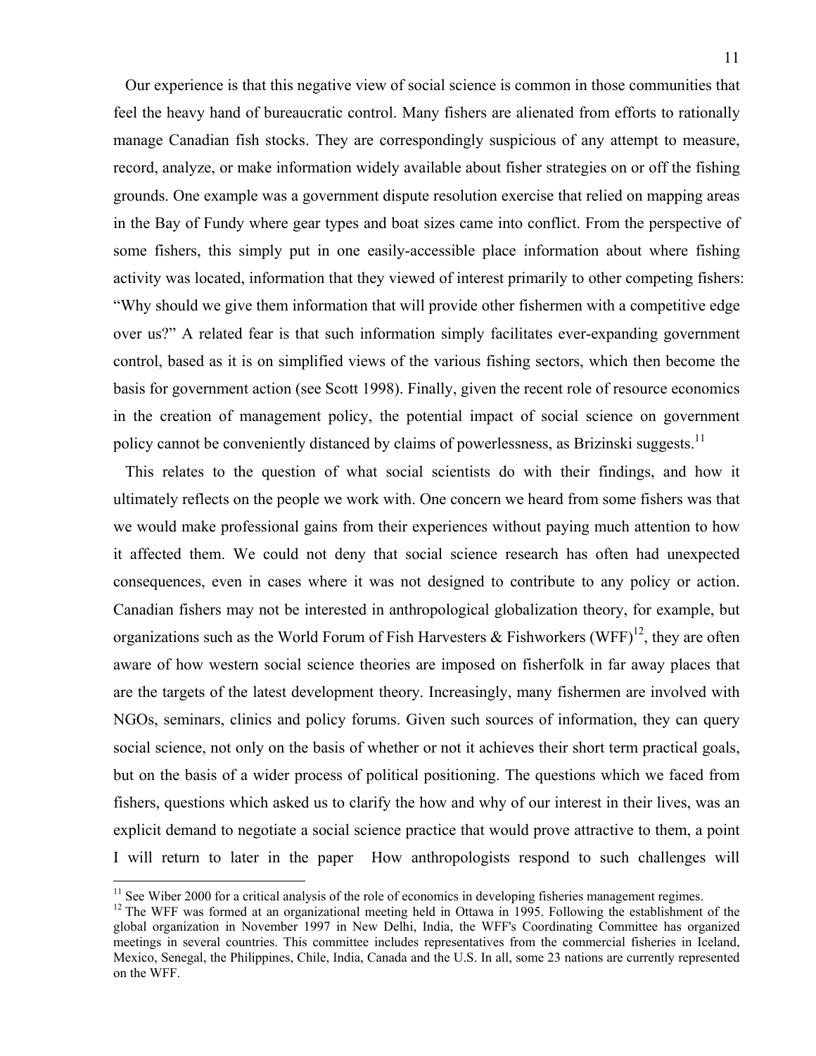Our experience is that this negative view of social science is common in those communities that feel the heavy hand of bureaucratic control. Many fishers are alienated from efforts to rationally manage Canadian fish stocks. They are correspondingly suspicious of any attempt to measure, record, analyze, or make information widely available about fisher strategies on or off the fishing grounds. One example was a government dispute resolution exercise that relied on mapping areas in the Bay of Fundy where gear types and boat sizes came into conflict. From the perspective of some fishers, this simply put in one easily-accessible place information about where fishing activity was located, information that they viewed of interest primarily to other competing fishers: "Why should we give them information that will provide other fishermen with a competitive edge over us?" A related fear is that such information simply facilitates ever-expanding government control, based as it is on simplified views of the various fishing sectors, which then become the basis for government action (see Scott 1998). Finally, given the recent role of resource economics in the creation of management policy, the potential impact of social science on government policy cannot be conveniently distanced by claims of powerlessness, as Brizinski suggests.[11]

This relates to the question of what social scientists do with their findings, and how it ultimately reflects on the people we work with. One concern we heard from some fishers was that we would make professional gains from their experiences without paying much attention to how it affected them. We could not deny that social science research has often had unexpected consequences, even in cases where it was not designed to contribute to any policy or action. Canadian fishers may not be interested in anthropological globalization theory, for example, but organizations such as the World Forum of Fish Harvesters & Fishworkers (WFF)[12], they are often aware of how western social science theories are imposed on fisherfolk in far away places that are the targets of the latest development theory. Increasingly, many fishermen are involved with NGOs, seminars, clinics and policy forums. Given such sources of information, they can query social science, not only on the basis of whether or not it achieves their short term practical goals, but on the basis of a wider process of political positioning. The questions which we faced from fishers, questions which asked us to clarify the how and why of our interest in their lives, was an explicit demand to negotiate a social science practice that would prove attractive to them, a point I will return to later in the paper How anthropologists respond to such challenges will

---

[11] See Wiber 2000 for a critical analysis of the role of economics in developing fisheries management regimes.

[12] The WFF was formed at an organizational meeting held in Ottawa in 1995. Following the establishment of the global organization in November 1997 in New Delhi, India, the WFF's Coordinating Committee has organized meetings in several countries. This committee includes representatives from the commercial fisheries in Iceland, Mexico, Senegal, the Philippines, Chile, India, Canada and the U.S. In all, some 23 nations are currently represented on the WFF.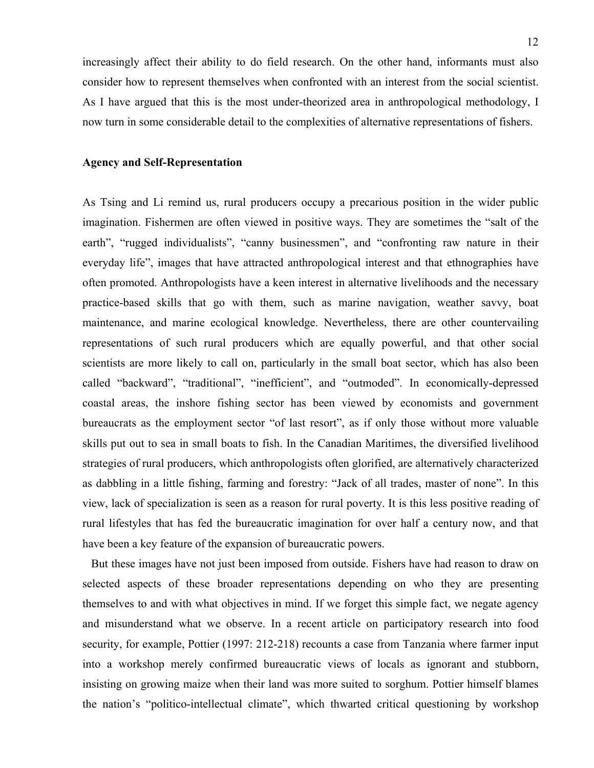increasingly affect their ability to do field research. On the other hand, informants must also consider how to represent themselves when confronted with an interest from the social scientist. As I have argued that this is the most under-theorized area in anthropological methodology, I now turn in some considerable detail to the complexities of alternative representations of fishers.

**Agency and Self-Representation**

As Tsing and Li remind us, rural producers occupy a precarious position in the wider public imagination. Fishermen are often viewed in positive ways. They are sometimes the "salt of the earth", "rugged individualists", "canny businessmen", and "confronting raw nature in their everyday life", images that have attracted anthropological interest and that ethnographies have often promoted. Anthropologists have a keen interest in alternative livelihoods and the necessary practice-based skills that go with them, such as marine navigation, weather savvy, boat maintenance, and marine ecological knowledge. Nevertheless, there are other countervailing representations of such rural producers which are equally powerful, and that other social scientists are more likely to call on, particularly in the small boat sector, which has also been called "backward", "traditional", "inefficient", and "outmoded". In economically-depressed coastal areas, the inshore fishing sector has been viewed by economists and government bureaucrats as the employment sector "of last resort", as if only those without more valuable skills put out to sea in small boats to fish. In the Canadian Maritimes, the diversified livelihood strategies of rural producers, which anthropologists often glorified, are alternatively characterized as dabbling in a little fishing, farming and forestry: "Jack of all trades, master of none". In this view, lack of specialization is seen as a reason for rural poverty. It is this less positive reading of rural lifestyles that has fed the bureaucratic imagination for over half a century now, and that have been a key feature of the expansion of bureaucratic powers.

But these images have not just been imposed from outside. Fishers have had reason to draw on selected aspects of these broader representations depending on who they are presenting themselves to and with what objectives in mind. If we forget this simple fact, we negate agency and misunderstand what we observe. In a recent article on participatory research into food security, for example, Pottier (1997: 212-218) recounts a case from Tanzania where farmer input into a workshop merely confirmed bureaucratic views of locals as ignorant and stubborn, insisting on growing maize when their land was more suited to sorghum. Pottier himself blames the nation's "politico-intellectual climate", which thwarted critical questioning by workshop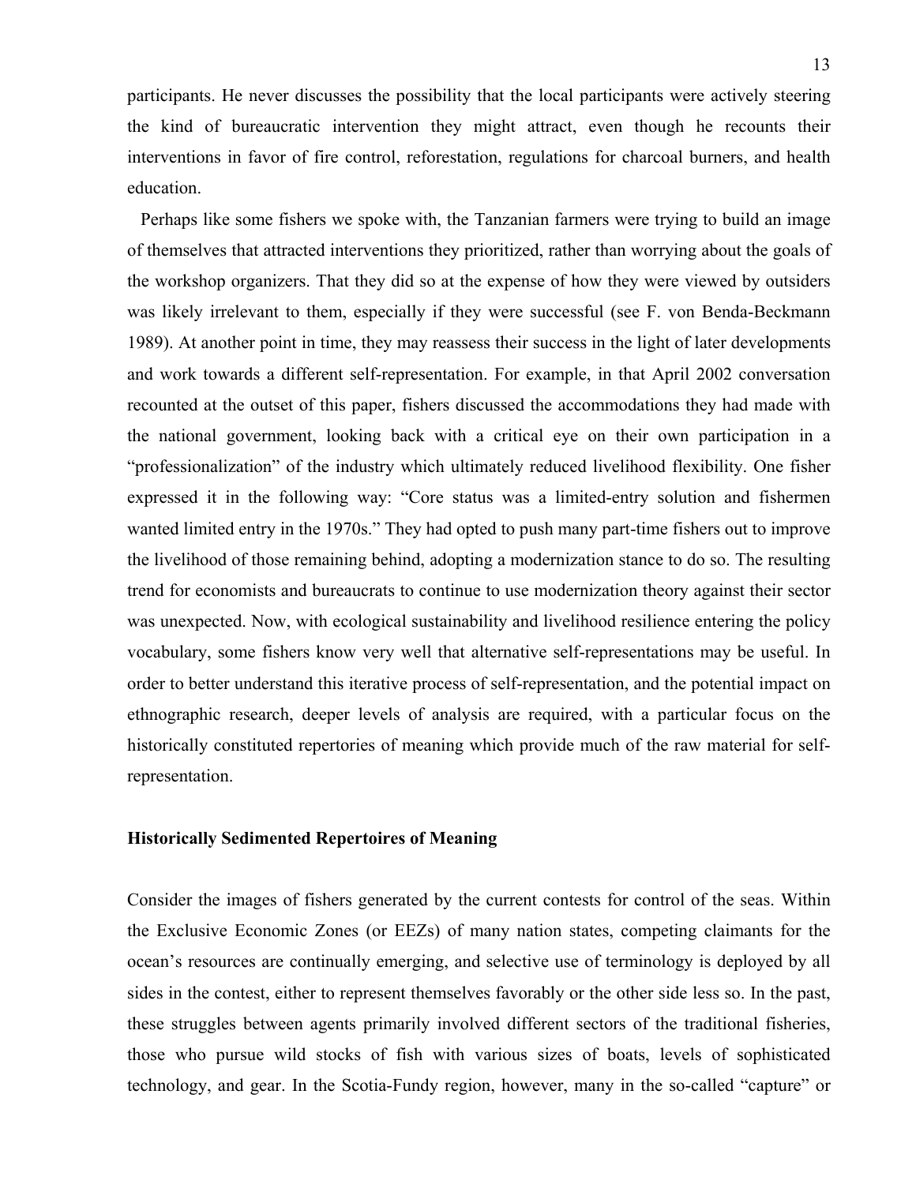participants. He never discusses the possibility that the local participants were actively steering the kind of bureaucratic intervention they might attract, even though he recounts their interventions in favor of fire control, reforestation, regulations for charcoal burners, and health education.

Perhaps like some fishers we spoke with, the Tanzanian farmers were trying to build an image of themselves that attracted interventions they prioritized, rather than worrying about the goals of the workshop organizers. That they did so at the expense of how they were viewed by outsiders was likely irrelevant to them, especially if they were successful (see F. von Benda-Beckmann 1989). At another point in time, they may reassess their success in the light of later developments and work towards a different self-representation. For example, in that April 2002 conversation recounted at the outset of this paper, fishers discussed the accommodations they had made with the national government, looking back with a critical eye on their own participation in a "professionalization" of the industry which ultimately reduced livelihood flexibility. One fisher expressed it in the following way: "Core status was a limited-entry solution and fishermen wanted limited entry in the 1970s." They had opted to push many part-time fishers out to improve the livelihood of those remaining behind, adopting a modernization stance to do so. The resulting trend for economists and bureaucrats to continue to use modernization theory against their sector was unexpected. Now, with ecological sustainability and livelihood resilience entering the policy vocabulary, some fishers know very well that alternative self-representations may be useful. In order to better understand this iterative process of self-representation, and the potential impact on ethnographic research, deeper levels of analysis are required, with a particular focus on the historically constituted repertories of meaning which provide much of the raw material for self-representation.

## Historically Sedimented Repertoires of Meaning

Consider the images of fishers generated by the current contests for control of the seas. Within the Exclusive Economic Zones (or EEZs) of many nation states, competing claimants for the ocean's resources are continually emerging, and selective use of terminology is deployed by all sides in the contest, either to represent themselves favorably or the other side less so. In the past, these struggles between agents primarily involved different sectors of the traditional fisheries, those who pursue wild stocks of fish with various sizes of boats, levels of sophisticated technology, and gear. In the Scotia-Fundy region, however, many in the so-called "capture" or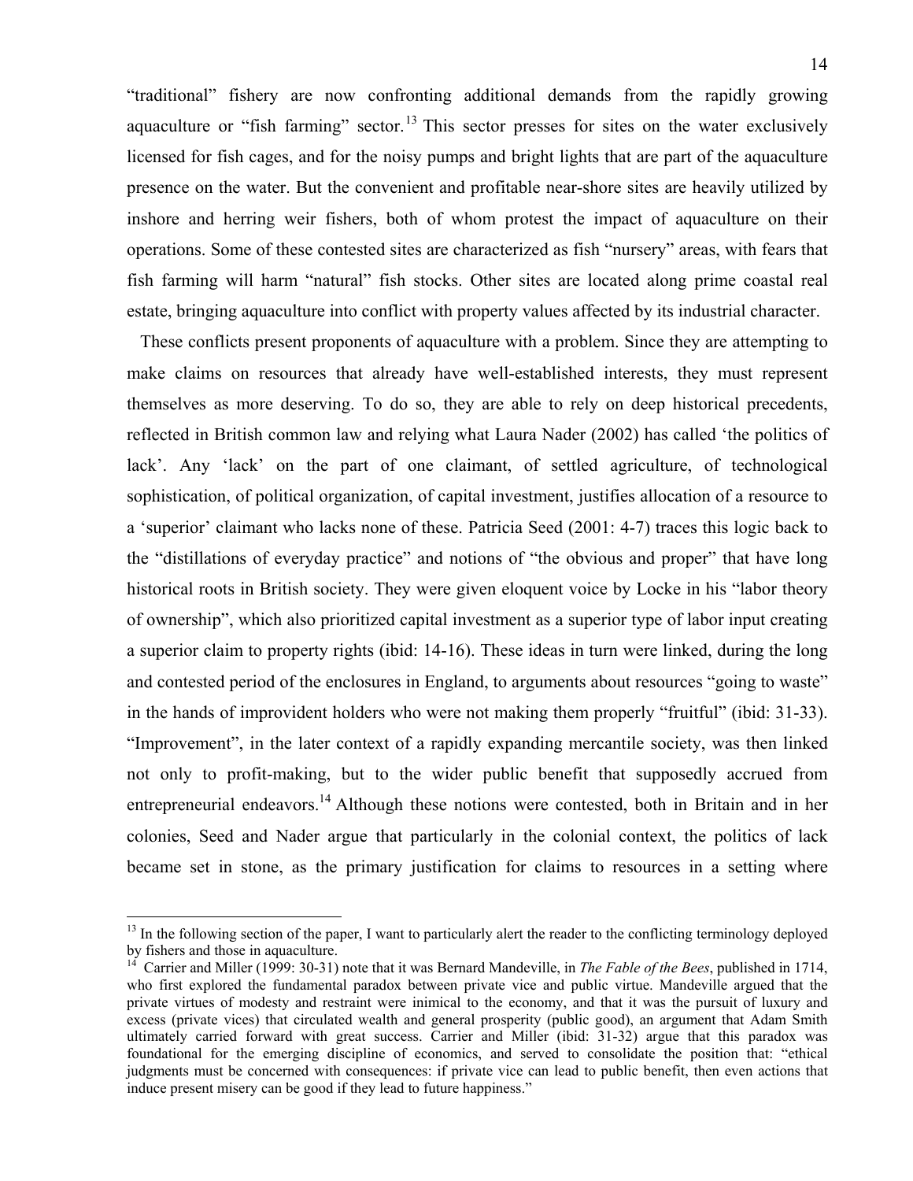"traditional" fishery are now confronting additional demands from the rapidly growing aquaculture or "fish farming" sector.[13] This sector presses for sites on the water exclusively licensed for fish cages, and for the noisy pumps and bright lights that are part of the aquaculture presence on the water. But the convenient and profitable near-shore sites are heavily utilized by inshore and herring weir fishers, both of whom protest the impact of aquaculture on their operations. Some of these contested sites are characterized as fish "nursery" areas, with fears that fish farming will harm "natural" fish stocks. Other sites are located along prime coastal real estate, bringing aquaculture into conflict with property values affected by its industrial character.

These conflicts present proponents of aquaculture with a problem. Since they are attempting to make claims on resources that already have well-established interests, they must represent themselves as more deserving. To do so, they are able to rely on deep historical precedents, reflected in British common law and relying what Laura Nader (2002) has called 'the politics of lack'. Any 'lack' on the part of one claimant, of settled agriculture, of technological sophistication, of political organization, of capital investment, justifies allocation of a resource to a 'superior' claimant who lacks none of these. Patricia Seed (2001: 4-7) traces this logic back to the "distillations of everyday practice" and notions of "the obvious and proper" that have long historical roots in British society. They were given eloquent voice by Locke in his "labor theory of ownership", which also prioritized capital investment as a superior type of labor input creating a superior claim to property rights (ibid: 14-16). These ideas in turn were linked, during the long and contested period of the enclosures in England, to arguments about resources "going to waste" in the hands of improvident holders who were not making them properly "fruitful" (ibid: 31-33). "Improvement", in the later context of a rapidly expanding mercantile society, was then linked not only to profit-making, but to the wider public benefit that supposedly accrued from entrepreneurial endeavors.[14] Although these notions were contested, both in Britain and in her colonies, Seed and Nader argue that particularly in the colonial context, the politics of lack became set in stone, as the primary justification for claims to resources in a setting where

---

[13] In the following section of the paper, I want to particularly alert the reader to the conflicting terminology deployed by fishers and those in aquaculture.

[14] Carrier and Miller (1999: 30-31) note that it was Bernard Mandeville, in *The Fable of the Bees*, published in 1714, who first explored the fundamental paradox between private vice and public virtue. Mandeville argued that the private virtues of modesty and restraint were inimical to the economy, and that it was the pursuit of luxury and excess (private vices) that circulated wealth and general prosperity (public good), an argument that Adam Smith ultimately carried forward with great success. Carrier and Miller (ibid: 31-32) argue that this paradox was foundational for the emerging discipline of economics, and served to consolidate the position that: "ethical judgments must be concerned with consequences: if private vice can lead to public benefit, then even actions that induce present misery can be good if they lead to future happiness."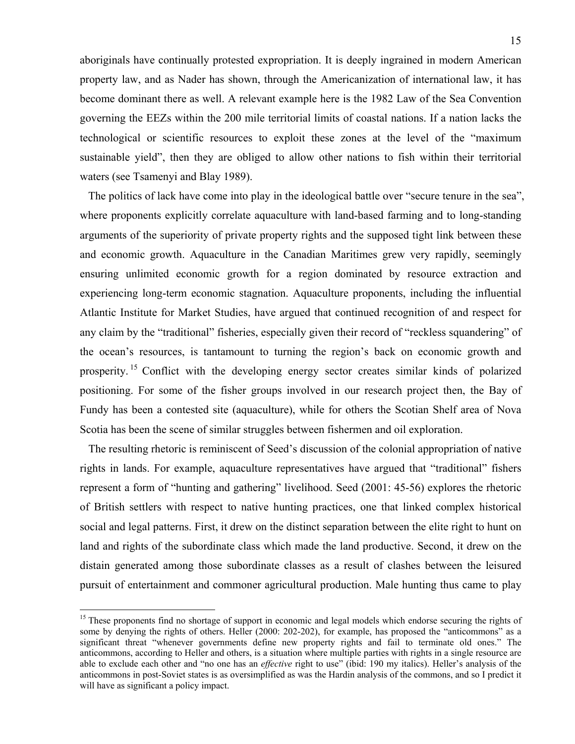aboriginals have continually protested expropriation. It is deeply ingrained in modern American property law, and as Nader has shown, through the Americanization of international law, it has become dominant there as well. A relevant example here is the 1982 Law of the Sea Convention governing the EEZs within the 200 mile territorial limits of coastal nations. If a nation lacks the technological or scientific resources to exploit these zones at the level of the "maximum sustainable yield", then they are obliged to allow other nations to fish within their territorial waters (see Tsamenyi and Blay 1989).

The politics of lack have come into play in the ideological battle over "secure tenure in the sea", where proponents explicitly correlate aquaculture with land-based farming and to long-standing arguments of the superiority of private property rights and the supposed tight link between these and economic growth. Aquaculture in the Canadian Maritimes grew very rapidly, seemingly ensuring unlimited economic growth for a region dominated by resource extraction and experiencing long-term economic stagnation. Aquaculture proponents, including the influential Atlantic Institute for Market Studies, have argued that continued recognition of and respect for any claim by the "traditional" fisheries, especially given their record of "reckless squandering" of the ocean's resources, is tantamount to turning the region's back on economic growth and prosperity.[15] Conflict with the developing energy sector creates similar kinds of polarized positioning. For some of the fisher groups involved in our research project then, the Bay of Fundy has been a contested site (aquaculture), while for others the Scotian Shelf area of Nova Scotia has been the scene of similar struggles between fishermen and oil exploration.

The resulting rhetoric is reminiscent of Seed's discussion of the colonial appropriation of native rights in lands. For example, aquaculture representatives have argued that "traditional" fishers represent a form of "hunting and gathering" livelihood. Seed (2001: 45-56) explores the rhetoric of British settlers with respect to native hunting practices, one that linked complex historical social and legal patterns. First, it drew on the distinct separation between the elite right to hunt on land and rights of the subordinate class which made the land productive. Second, it drew on the distain generated among those subordinate classes as a result of clashes between the leisured pursuit of entertainment and commoner agricultural production. Male hunting thus came to play

---

[15] These proponents find no shortage of support in economic and legal models which endorse securing the rights of some by denying the rights of others. Heller (2000: 202-202), for example, has proposed the "anticommons" as a significant threat "whenever governments define new property rights and fail to terminate old ones." The anticommons, according to Heller and others, is a situation where multiple parties with rights in a single resource are able to exclude each other and "no one has an *effective* right to use" (ibid: 190 my italics). Heller's analysis of the anticommons in post-Soviet states is as oversimplified as was the Hardin analysis of the commons, and so I predict it will have as significant a policy impact.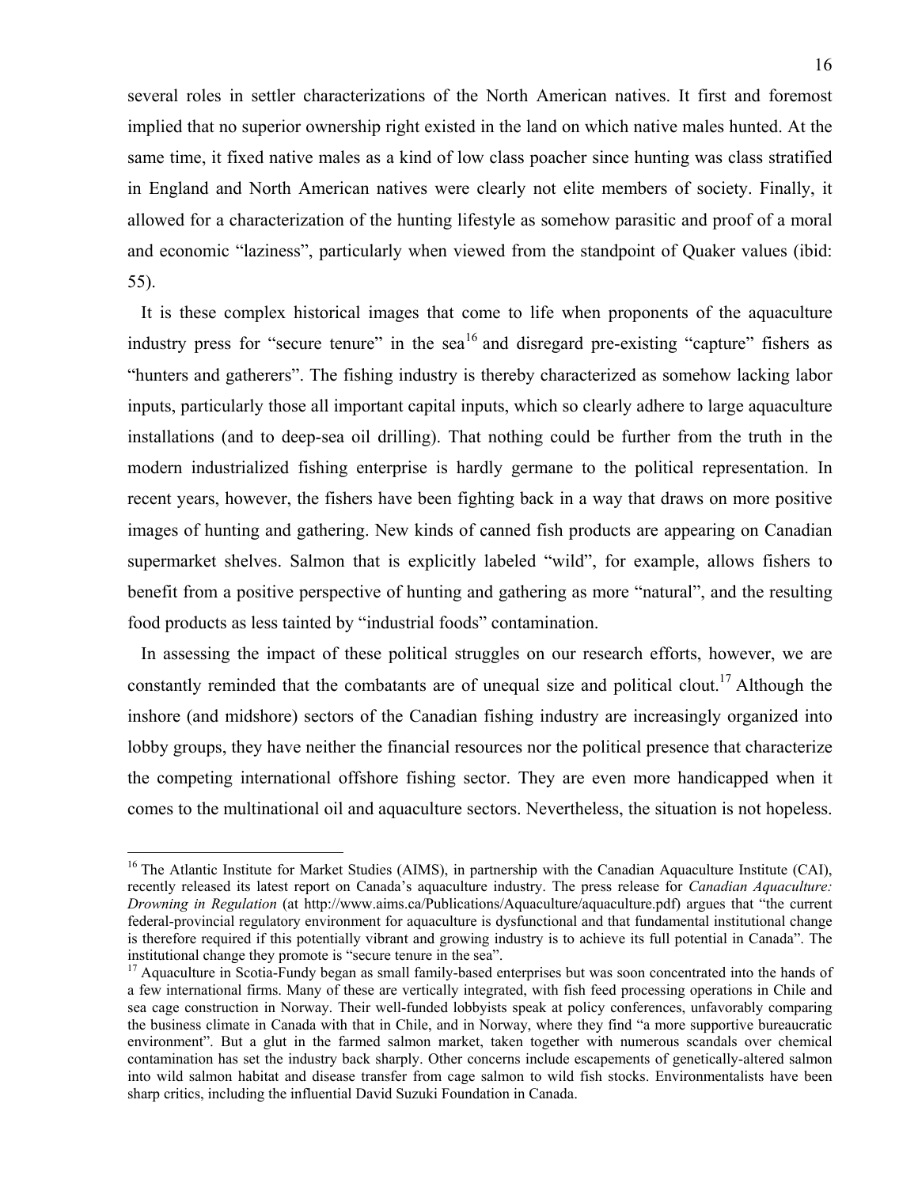several roles in settler characterizations of the North American natives. It first and foremost implied that no superior ownership right existed in the land on which native males hunted. At the same time, it fixed native males as a kind of low class poacher since hunting was class stratified in England and North American natives were clearly not elite members of society. Finally, it allowed for a characterization of the hunting lifestyle as somehow parasitic and proof of a moral and economic "laziness", particularly when viewed from the standpoint of Quaker values (ibid: 55).

It is these complex historical images that come to life when proponents of the aquaculture industry press for "secure tenure" in the sea[16] and disregard pre-existing "capture" fishers as "hunters and gatherers". The fishing industry is thereby characterized as somehow lacking labor inputs, particularly those all important capital inputs, which so clearly adhere to large aquaculture installations (and to deep-sea oil drilling). That nothing could be further from the truth in the modern industrialized fishing enterprise is hardly germane to the political representation. In recent years, however, the fishers have been fighting back in a way that draws on more positive images of hunting and gathering. New kinds of canned fish products are appearing on Canadian supermarket shelves. Salmon that is explicitly labeled "wild", for example, allows fishers to benefit from a positive perspective of hunting and gathering as more "natural", and the resulting food products as less tainted by "industrial foods" contamination.

In assessing the impact of these political struggles on our research efforts, however, we are constantly reminded that the combatants are of unequal size and political clout.[17] Although the inshore (and midshore) sectors of the Canadian fishing industry are increasingly organized into lobby groups, they have neither the financial resources nor the political presence that characterize the competing international offshore fishing sector. They are even more handicapped when it comes to the multinational oil and aquaculture sectors. Nevertheless, the situation is not hopeless.

---

[16] The Atlantic Institute for Market Studies (AIMS), in partnership with the Canadian Aquaculture Institute (CAI), recently released its latest report on Canada's aquaculture industry. The press release for *Canadian Aquaculture: Drowning in Regulation* (at http://www.aims.ca/Publications/Aquaculture/aquaculture.pdf) argues that "the current federal-provincial regulatory environment for aquaculture is dysfunctional and that fundamental institutional change is therefore required if this potentially vibrant and growing industry is to achieve its full potential in Canada". The institutional change they promote is "secure tenure in the sea".

[17] Aquaculture in Scotia-Fundy began as small family-based enterprises but was soon concentrated into the hands of a few international firms. Many of these are vertically integrated, with fish feed processing operations in Chile and sea cage construction in Norway. Their well-funded lobbyists speak at policy conferences, unfavorably comparing the business climate in Canada with that in Chile, and in Norway, where they find "a more supportive bureaucratic environment". But a glut in the farmed salmon market, taken together with numerous scandals over chemical contamination has set the industry back sharply. Other concerns include escapements of genetically-altered salmon into wild salmon habitat and disease transfer from cage salmon to wild fish stocks. Environmentalists have been sharp critics, including the influential David Suzuki Foundation in Canada.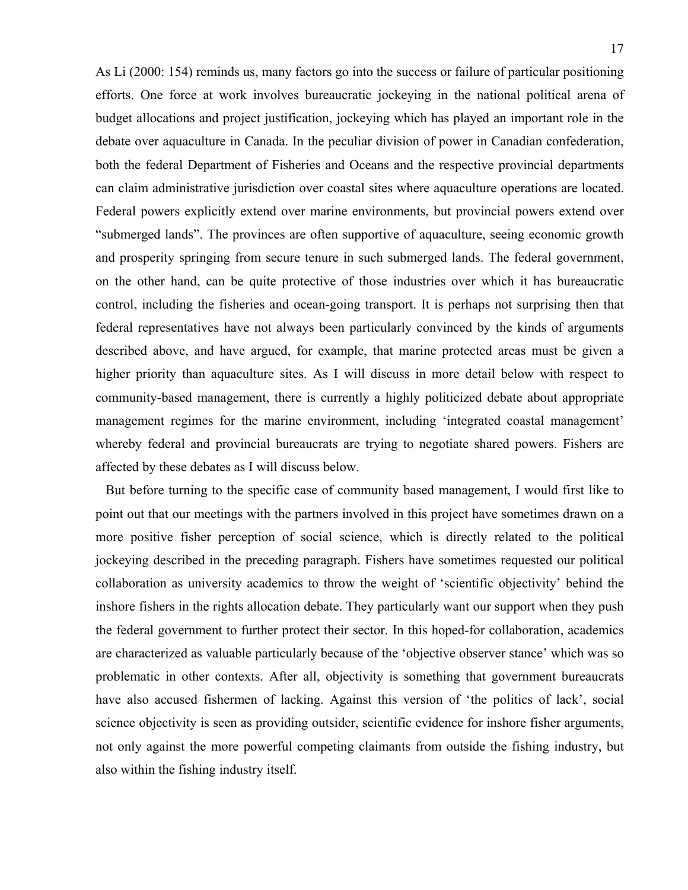As Li (2000: 154) reminds us, many factors go into the success or failure of particular positioning efforts. One force at work involves bureaucratic jockeying in the national political arena of budget allocations and project justification, jockeying which has played an important role in the debate over aquaculture in Canada. In the peculiar division of power in Canadian confederation, both the federal Department of Fisheries and Oceans and the respective provincial departments can claim administrative jurisdiction over coastal sites where aquaculture operations are located. Federal powers explicitly extend over marine environments, but provincial powers extend over "submerged lands". The provinces are often supportive of aquaculture, seeing economic growth and prosperity springing from secure tenure in such submerged lands. The federal government, on the other hand, can be quite protective of those industries over which it has bureaucratic control, including the fisheries and ocean-going transport. It is perhaps not surprising then that federal representatives have not always been particularly convinced by the kinds of arguments described above, and have argued, for example, that marine protected areas must be given a higher priority than aquaculture sites. As I will discuss in more detail below with respect to community-based management, there is currently a highly politicized debate about appropriate management regimes for the marine environment, including 'integrated coastal management' whereby federal and provincial bureaucrats are trying to negotiate shared powers. Fishers are affected by these debates as I will discuss below.

But before turning to the specific case of community based management, I would first like to point out that our meetings with the partners involved in this project have sometimes drawn on a more positive fisher perception of social science, which is directly related to the political jockeying described in the preceding paragraph. Fishers have sometimes requested our political collaboration as university academics to throw the weight of 'scientific objectivity' behind the inshore fishers in the rights allocation debate. They particularly want our support when they push the federal government to further protect their sector. In this hoped-for collaboration, academics are characterized as valuable particularly because of the 'objective observer stance' which was so problematic in other contexts. After all, objectivity is something that government bureaucrats have also accused fishermen of lacking. Against this version of 'the politics of lack', social science objectivity is seen as providing outsider, scientific evidence for inshore fisher arguments, not only against the more powerful competing claimants from outside the fishing industry, but also within the fishing industry itself.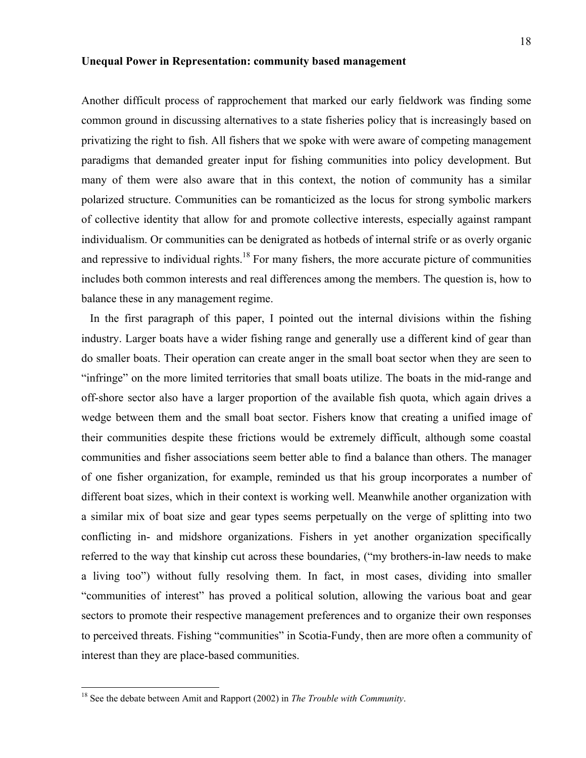**Unequal Power in Representation: community based management**

Another difficult process of rapprochement that marked our early fieldwork was finding some common ground in discussing alternatives to a state fisheries policy that is increasingly based on privatizing the right to fish. All fishers that we spoke with were aware of competing management paradigms that demanded greater input for fishing communities into policy development. But many of them were also aware that in this context, the notion of community has a similar polarized structure. Communities can be romanticized as the locus for strong symbolic markers of collective identity that allow for and promote collective interests, especially against rampant individualism. Or communities can be denigrated as hotbeds of internal strife or as overly organic and repressive to individual rights.[18] For many fishers, the more accurate picture of communities includes both common interests and real differences among the members. The question is, how to balance these in any management regime.

In the first paragraph of this paper, I pointed out the internal divisions within the fishing industry. Larger boats have a wider fishing range and generally use a different kind of gear than do smaller boats. Their operation can create anger in the small boat sector when they are seen to "infringe" on the more limited territories that small boats utilize. The boats in the mid-range and off-shore sector also have a larger proportion of the available fish quota, which again drives a wedge between them and the small boat sector. Fishers know that creating a unified image of their communities despite these frictions would be extremely difficult, although some coastal communities and fisher associations seem better able to find a balance than others. The manager of one fisher organization, for example, reminded us that his group incorporates a number of different boat sizes, which in their context is working well. Meanwhile another organization with a similar mix of boat size and gear types seems perpetually on the verge of splitting into two conflicting in- and midshore organizations. Fishers in yet another organization specifically referred to the way that kinship cut across these boundaries, ("my brothers-in-law needs to make a living too") without fully resolving them. In fact, in most cases, dividing into smaller "communities of interest" has proved a political solution, allowing the various boat and gear sectors to promote their respective management preferences and to organize their own responses to perceived threats. Fishing "communities" in Scotia-Fundy, then are more often a community of interest than they are place-based communities.

---

[18] See the debate between Amit and Rapport (2002) in *The Trouble with Community*.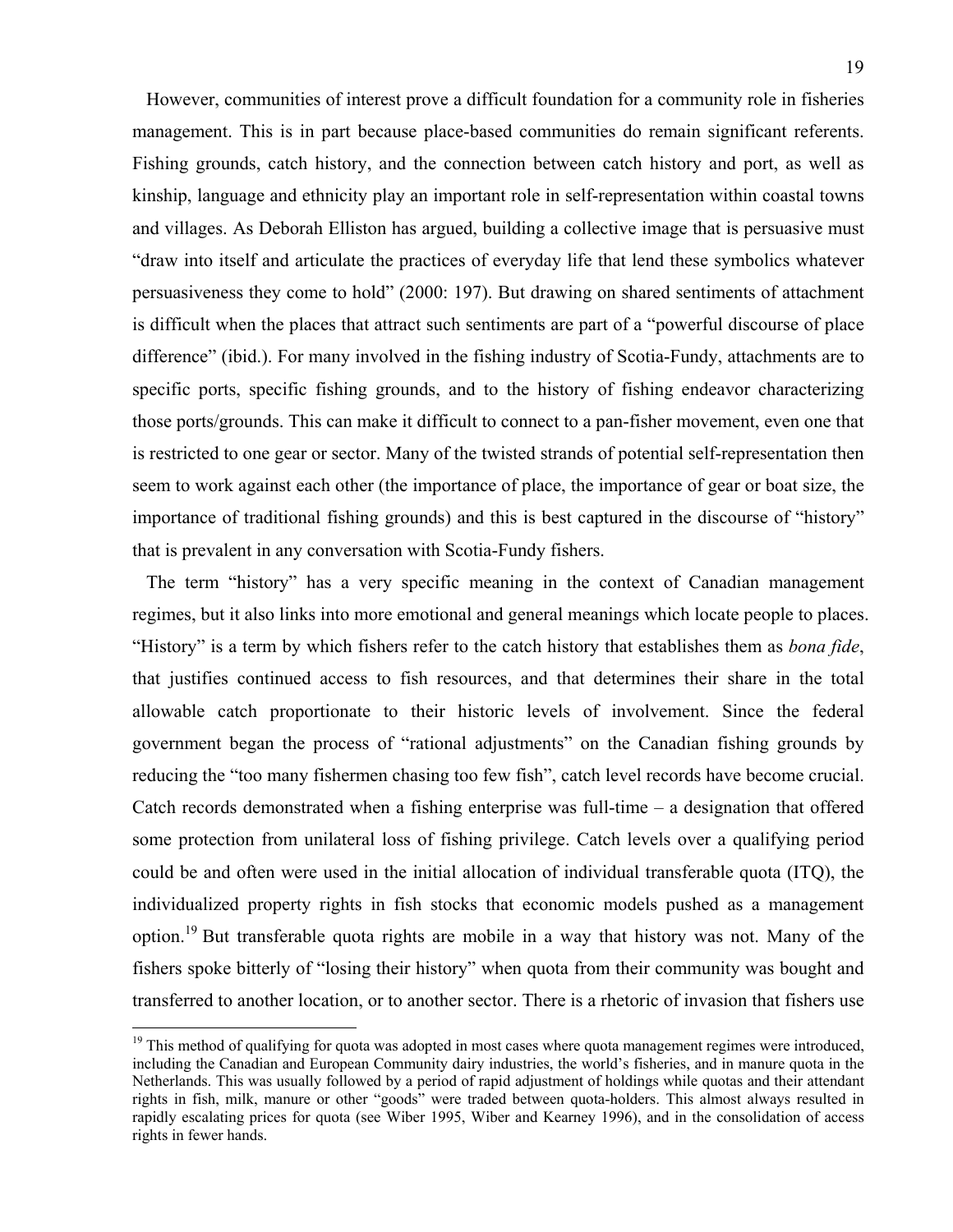However, communities of interest prove a difficult foundation for a community role in fisheries management. This is in part because place-based communities do remain significant referents. Fishing grounds, catch history, and the connection between catch history and port, as well as kinship, language and ethnicity play an important role in self-representation within coastal towns and villages. As Deborah Elliston has argued, building a collective image that is persuasive must "draw into itself and articulate the practices of everyday life that lend these symbolics whatever persuasiveness they come to hold" (2000: 197). But drawing on shared sentiments of attachment is difficult when the places that attract such sentiments are part of a "powerful discourse of place difference" (ibid.). For many involved in the fishing industry of Scotia-Fundy, attachments are to specific ports, specific fishing grounds, and to the history of fishing endeavor characterizing those ports/grounds. This can make it difficult to connect to a pan-fisher movement, even one that is restricted to one gear or sector. Many of the twisted strands of potential self-representation then seem to work against each other (the importance of place, the importance of gear or boat size, the importance of traditional fishing grounds) and this is best captured in the discourse of "history" that is prevalent in any conversation with Scotia-Fundy fishers.

The term "history" has a very specific meaning in the context of Canadian management regimes, but it also links into more emotional and general meanings which locate people to places. "History" is a term by which fishers refer to the catch history that establishes them as *bona fide*, that justifies continued access to fish resources, and that determines their share in the total allowable catch proportionate to their historic levels of involvement. Since the federal government began the process of "rational adjustments" on the Canadian fishing grounds by reducing the "too many fishermen chasing too few fish", catch level records have become crucial. Catch records demonstrated when a fishing enterprise was full-time – a designation that offered some protection from unilateral loss of fishing privilege. Catch levels over a qualifying period could be and often were used in the initial allocation of individual transferable quota (ITQ), the individualized property rights in fish stocks that economic models pushed as a management option.[19] But transferable quota rights are mobile in a way that history was not. Many of the fishers spoke bitterly of "losing their history" when quota from their community was bought and transferred to another location, or to another sector. There is a rhetoric of invasion that fishers use

[19] This method of qualifying for quota was adopted in most cases where quota management regimes were introduced, including the Canadian and European Community dairy industries, the world's fisheries, and in manure quota in the Netherlands. This was usually followed by a period of rapid adjustment of holdings while quotas and their attendant rights in fish, milk, manure or other "goods" were traded between quota-holders. This almost always resulted in rapidly escalating prices for quota (see Wiber 1995, Wiber and Kearney 1996), and in the consolidation of access rights in fewer hands.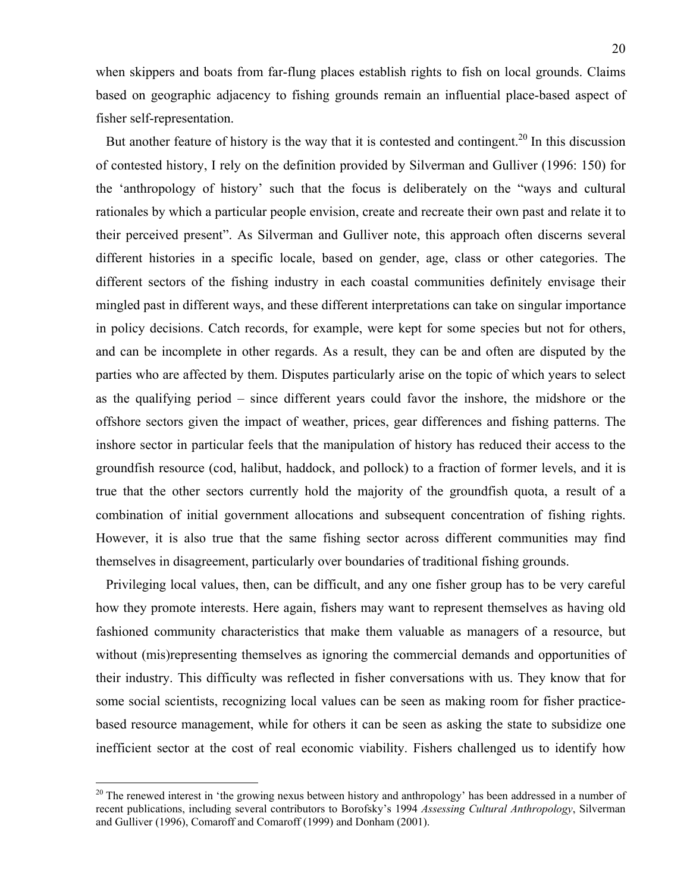when skippers and boats from far-flung places establish rights to fish on local grounds. Claims based on geographic adjacency to fishing grounds remain an influential place-based aspect of fisher self-representation.

But another feature of history is the way that it is contested and contingent.[20] In this discussion of contested history, I rely on the definition provided by Silverman and Gulliver (1996: 150) for the 'anthropology of history' such that the focus is deliberately on the "ways and cultural rationales by which a particular people envision, create and recreate their own past and relate it to their perceived present". As Silverman and Gulliver note, this approach often discerns several different histories in a specific locale, based on gender, age, class or other categories. The different sectors of the fishing industry in each coastal communities definitely envisage their mingled past in different ways, and these different interpretations can take on singular importance in policy decisions. Catch records, for example, were kept for some species but not for others, and can be incomplete in other regards. As a result, they can be and often are disputed by the parties who are affected by them. Disputes particularly arise on the topic of which years to select as the qualifying period – since different years could favor the inshore, the midshore or the offshore sectors given the impact of weather, prices, gear differences and fishing patterns. The inshore sector in particular feels that the manipulation of history has reduced their access to the groundfish resource (cod, halibut, haddock, and pollock) to a fraction of former levels, and it is true that the other sectors currently hold the majority of the groundfish quota, a result of a combination of initial government allocations and subsequent concentration of fishing rights. However, it is also true that the same fishing sector across different communities may find themselves in disagreement, particularly over boundaries of traditional fishing grounds.

Privileging local values, then, can be difficult, and any one fisher group has to be very careful how they promote interests. Here again, fishers may want to represent themselves as having old fashioned community characteristics that make them valuable as managers of a resource, but without (mis)representing themselves as ignoring the commercial demands and opportunities of their industry. This difficulty was reflected in fisher conversations with us. They know that for some social scientists, recognizing local values can be seen as making room for fisher practice-based resource management, while for others it can be seen as asking the state to subsidize one inefficient sector at the cost of real economic viability. Fishers challenged us to identify how

[20] The renewed interest in 'the growing nexus between history and anthropology' has been addressed in a number of recent publications, including several contributors to Borofsky's 1994 *Assessing Cultural Anthropology*, Silverman and Gulliver (1996), Comaroff and Comaroff (1999) and Donham (2001).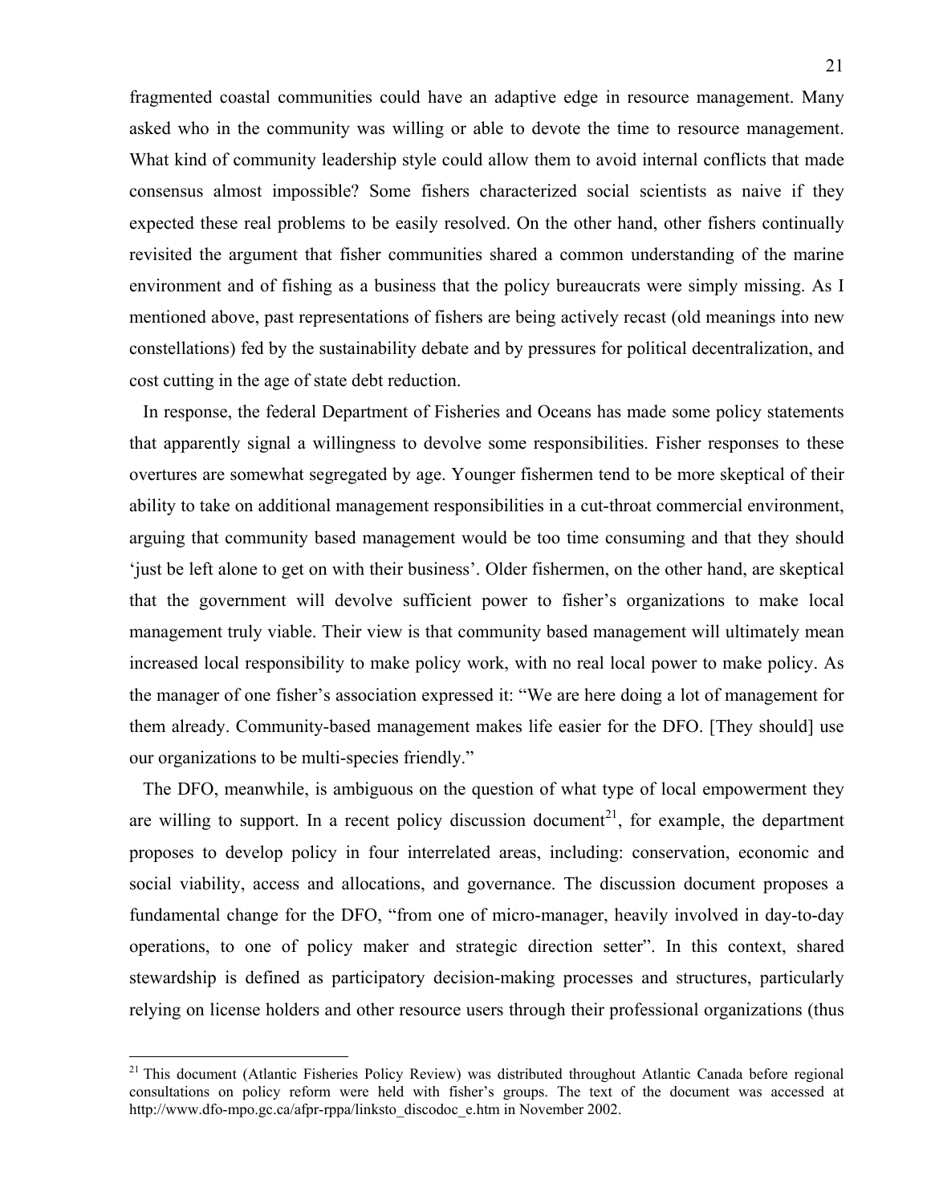fragmented coastal communities could have an adaptive edge in resource management. Many asked who in the community was willing or able to devote the time to resource management. What kind of community leadership style could allow them to avoid internal conflicts that made consensus almost impossible? Some fishers characterized social scientists as naive if they expected these real problems to be easily resolved. On the other hand, other fishers continually revisited the argument that fisher communities shared a common understanding of the marine environment and of fishing as a business that the policy bureaucrats were simply missing. As I mentioned above, past representations of fishers are being actively recast (old meanings into new constellations) fed by the sustainability debate and by pressures for political decentralization, and cost cutting in the age of state debt reduction.

In response, the federal Department of Fisheries and Oceans has made some policy statements that apparently signal a willingness to devolve some responsibilities. Fisher responses to these overtures are somewhat segregated by age. Younger fishermen tend to be more skeptical of their ability to take on additional management responsibilities in a cut-throat commercial environment, arguing that community based management would be too time consuming and that they should 'just be left alone to get on with their business'. Older fishermen, on the other hand, are skeptical that the government will devolve sufficient power to fisher's organizations to make local management truly viable. Their view is that community based management will ultimately mean increased local responsibility to make policy work, with no real local power to make policy. As the manager of one fisher's association expressed it: "We are here doing a lot of management for them already. Community-based management makes life easier for the DFO. [They should] use our organizations to be multi-species friendly."

The DFO, meanwhile, is ambiguous on the question of what type of local empowerment they are willing to support. In a recent policy discussion document[21], for example, the department proposes to develop policy in four interrelated areas, including: conservation, economic and social viability, access and allocations, and governance. The discussion document proposes a fundamental change for the DFO, "from one of micro-manager, heavily involved in day-to-day operations, to one of policy maker and strategic direction setter". In this context, shared stewardship is defined as participatory decision-making processes and structures, particularly relying on license holders and other resource users through their professional organizations (thus

---

[21] This document (Atlantic Fisheries Policy Review) was distributed throughout Atlantic Canada before regional consultations on policy reform were held with fisher's groups. The text of the document was accessed at http://www.dfo-mpo.gc.ca/afpr-rppa/linksto_discodoc_e.htm in November 2002.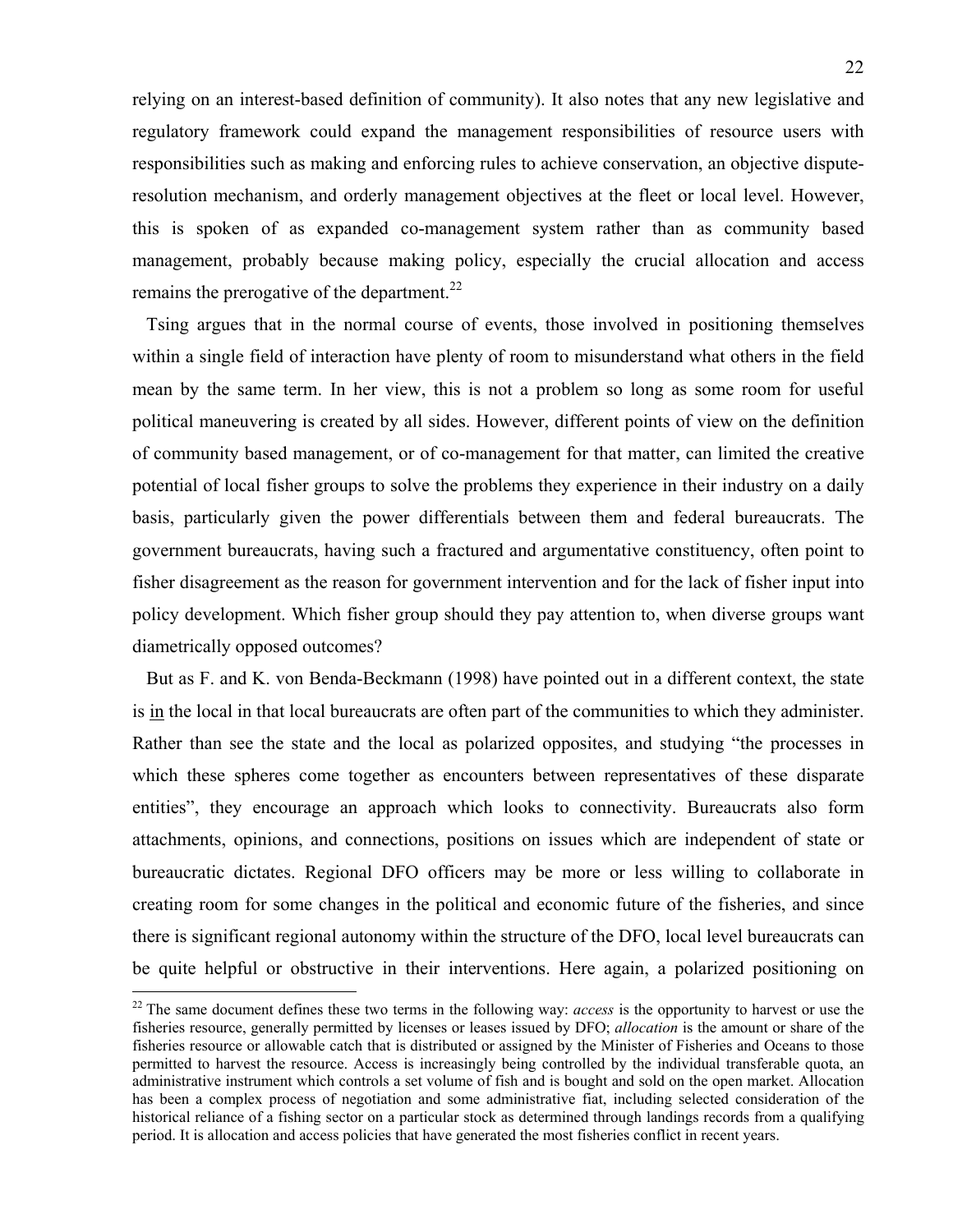relying on an interest-based definition of community). It also notes that any new legislative and regulatory framework could expand the management responsibilities of resource users with responsibilities such as making and enforcing rules to achieve conservation, an objective dispute-resolution mechanism, and orderly management objectives at the fleet or local level. However, this is spoken of as expanded co-management system rather than as community based management, probably because making policy, especially the crucial allocation and access remains the prerogative of the department.[22]

Tsing argues that in the normal course of events, those involved in positioning themselves within a single field of interaction have plenty of room to misunderstand what others in the field mean by the same term. In her view, this is not a problem so long as some room for useful political maneuvering is created by all sides. However, different points of view on the definition of community based management, or of co-management for that matter, can limited the creative potential of local fisher groups to solve the problems they experience in their industry on a daily basis, particularly given the power differentials between them and federal bureaucrats. The government bureaucrats, having such a fractured and argumentative constituency, often point to fisher disagreement as the reason for government intervention and for the lack of fisher input into policy development. Which fisher group should they pay attention to, when diverse groups want diametrically opposed outcomes?

But as F. and K. von Benda-Beckmann (1998) have pointed out in a different context, the state is <u>in</u> the local in that local bureaucrats are often part of the communities to which they administer. Rather than see the state and the local as polarized opposites, and studying "the processes in which these spheres come together as encounters between representatives of these disparate entities", they encourage an approach which looks to connectivity. Bureaucrats also form attachments, opinions, and connections, positions on issues which are independent of state or bureaucratic dictates. Regional DFO officers may be more or less willing to collaborate in creating room for some changes in the political and economic future of the fisheries, and since there is significant regional autonomy within the structure of the DFO, local level bureaucrats can be quite helpful or obstructive in their interventions. Here again, a polarized positioning on

[22] The same document defines these two terms in the following way: *access* is the opportunity to harvest or use the fisheries resource, generally permitted by licenses or leases issued by DFO; *allocation* is the amount or share of the fisheries resource or allowable catch that is distributed or assigned by the Minister of Fisheries and Oceans to those permitted to harvest the resource. Access is increasingly being controlled by the individual transferable quota, an administrative instrument which controls a set volume of fish and is bought and sold on the open market. Allocation has been a complex process of negotiation and some administrative fiat, including selected consideration of the historical reliance of a fishing sector on a particular stock as determined through landings records from a qualifying period. It is allocation and access policies that have generated the most fisheries conflict in recent years.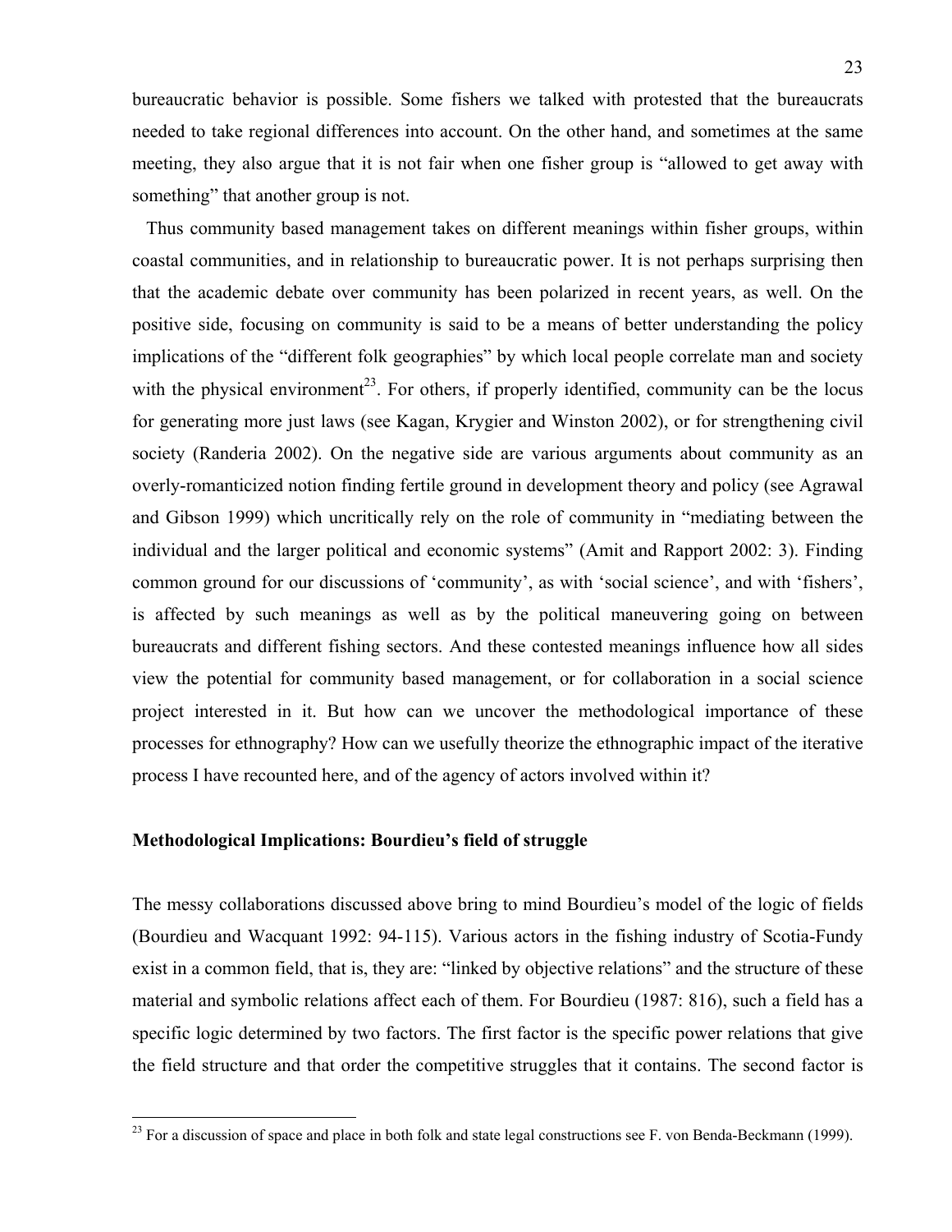bureaucratic behavior is possible. Some fishers we talked with protested that the bureaucrats needed to take regional differences into account. On the other hand, and sometimes at the same meeting, they also argue that it is not fair when one fisher group is "allowed to get away with something" that another group is not.

Thus community based management takes on different meanings within fisher groups, within coastal communities, and in relationship to bureaucratic power. It is not perhaps surprising then that the academic debate over community has been polarized in recent years, as well. On the positive side, focusing on community is said to be a means of better understanding the policy implications of the "different folk geographies" by which local people correlate man and society with the physical environment[23]. For others, if properly identified, community can be the locus for generating more just laws (see Kagan, Krygier and Winston 2002), or for strengthening civil society (Randeria 2002). On the negative side are various arguments about community as an overly-romanticized notion finding fertile ground in development theory and policy (see Agrawal and Gibson 1999) which uncritically rely on the role of community in "mediating between the individual and the larger political and economic systems" (Amit and Rapport 2002: 3). Finding common ground for our discussions of 'community', as with 'social science', and with 'fishers', is affected by such meanings as well as by the political maneuvering going on between bureaucrats and different fishing sectors. And these contested meanings influence how all sides view the potential for community based management, or for collaboration in a social science project interested in it. But how can we uncover the methodological importance of these processes for ethnography? How can we usefully theorize the ethnographic impact of the iterative process I have recounted here, and of the agency of actors involved within it?

## Methodological Implications: Bourdieu's field of struggle

The messy collaborations discussed above bring to mind Bourdieu's model of the logic of fields (Bourdieu and Wacquant 1992: 94-115). Various actors in the fishing industry of Scotia-Fundy exist in a common field, that is, they are: "linked by objective relations" and the structure of these material and symbolic relations affect each of them. For Bourdieu (1987: 816), such a field has a specific logic determined by two factors. The first factor is the specific power relations that give the field structure and that order the competitive struggles that it contains. The second factor is

[23] For a discussion of space and place in both folk and state legal constructions see F. von Benda-Beckmann (1999).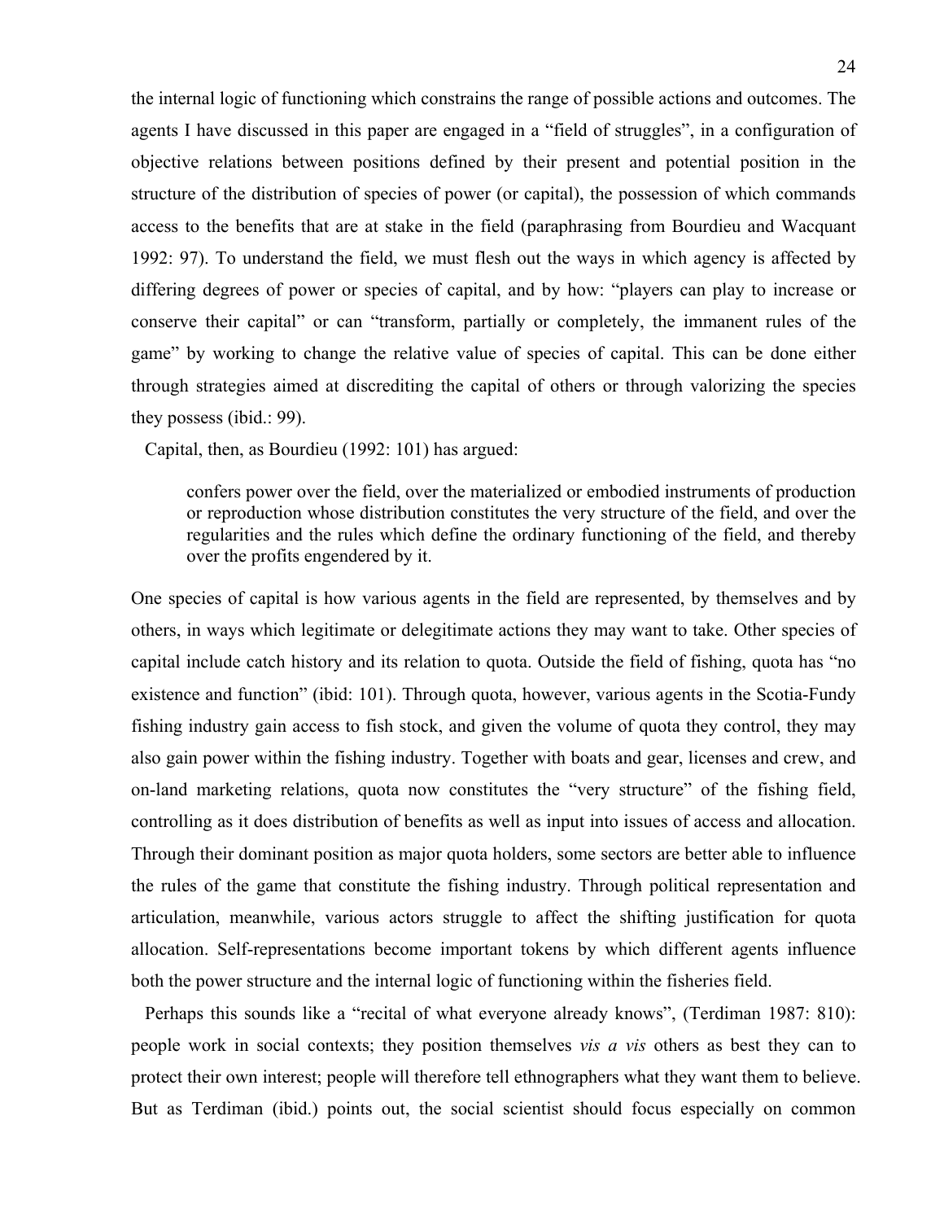the internal logic of functioning which constrains the range of possible actions and outcomes. The agents I have discussed in this paper are engaged in a "field of struggles", in a configuration of objective relations between positions defined by their present and potential position in the structure of the distribution of species of power (or capital), the possession of which commands access to the benefits that are at stake in the field (paraphrasing from Bourdieu and Wacquant 1992: 97). To understand the field, we must flesh out the ways in which agency is affected by differing degrees of power or species of capital, and by how: "players can play to increase or conserve their capital" or can "transform, partially or completely, the immanent rules of the game" by working to change the relative value of species of capital. This can be done either through strategies aimed at discrediting the capital of others or through valorizing the species they possess (ibid.: 99).

Capital, then, as Bourdieu (1992: 101) has argued:

> confers power over the field, over the materialized or embodied instruments of production or reproduction whose distribution constitutes the very structure of the field, and over the regularities and the rules which define the ordinary functioning of the field, and thereby over the profits engendered by it.

One species of capital is how various agents in the field are represented, by themselves and by others, in ways which legitimate or delegitimate actions they may want to take. Other species of capital include catch history and its relation to quota. Outside the field of fishing, quota has "no existence and function" (ibid: 101). Through quota, however, various agents in the Scotia-Fundy fishing industry gain access to fish stock, and given the volume of quota they control, they may also gain power within the fishing industry. Together with boats and gear, licenses and crew, and on-land marketing relations, quota now constitutes the "very structure" of the fishing field, controlling as it does distribution of benefits as well as input into issues of access and allocation. Through their dominant position as major quota holders, some sectors are better able to influence the rules of the game that constitute the fishing industry. Through political representation and articulation, meanwhile, various actors struggle to affect the shifting justification for quota allocation. Self-representations become important tokens by which different agents influence both the power structure and the internal logic of functioning within the fisheries field.

Perhaps this sounds like a "recital of what everyone already knows", (Terdiman 1987: 810): people work in social contexts; they position themselves *vis a vis* others as best they can to protect their own interest; people will therefore tell ethnographers what they want them to believe. But as Terdiman (ibid.) points out, the social scientist should focus especially on common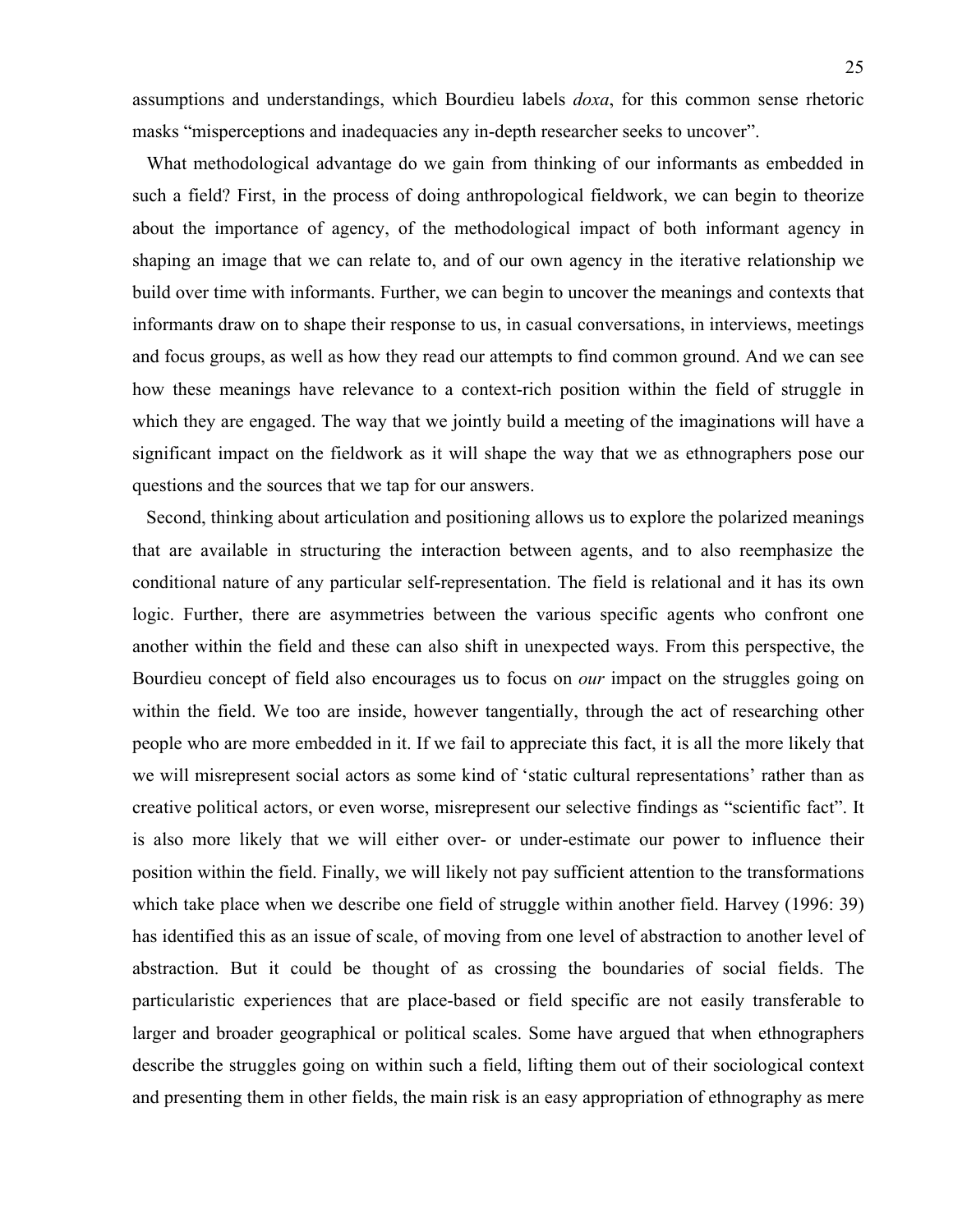assumptions and understandings, which Bourdieu labels *doxa*, for this common sense rhetoric masks "misperceptions and inadequacies any in-depth researcher seeks to uncover".

What methodological advantage do we gain from thinking of our informants as embedded in such a field? First, in the process of doing anthropological fieldwork, we can begin to theorize about the importance of agency, of the methodological impact of both informant agency in shaping an image that we can relate to, and of our own agency in the iterative relationship we build over time with informants. Further, we can begin to uncover the meanings and contexts that informants draw on to shape their response to us, in casual conversations, in interviews, meetings and focus groups, as well as how they read our attempts to find common ground. And we can see how these meanings have relevance to a context-rich position within the field of struggle in which they are engaged. The way that we jointly build a meeting of the imaginations will have a significant impact on the fieldwork as it will shape the way that we as ethnographers pose our questions and the sources that we tap for our answers.

Second, thinking about articulation and positioning allows us to explore the polarized meanings that are available in structuring the interaction between agents, and to also reemphasize the conditional nature of any particular self-representation. The field is relational and it has its own logic. Further, there are asymmetries between the various specific agents who confront one another within the field and these can also shift in unexpected ways. From this perspective, the Bourdieu concept of field also encourages us to focus on *our* impact on the struggles going on within the field. We too are inside, however tangentially, through the act of researching other people who are more embedded in it. If we fail to appreciate this fact, it is all the more likely that we will misrepresent social actors as some kind of 'static cultural representations' rather than as creative political actors, or even worse, misrepresent our selective findings as "scientific fact". It is also more likely that we will either over- or under-estimate our power to influence their position within the field. Finally, we will likely not pay sufficient attention to the transformations which take place when we describe one field of struggle within another field. Harvey (1996: 39) has identified this as an issue of scale, of moving from one level of abstraction to another level of abstraction. But it could be thought of as crossing the boundaries of social fields. The particularistic experiences that are place-based or field specific are not easily transferable to larger and broader geographical or political scales. Some have argued that when ethnographers describe the struggles going on within such a field, lifting them out of their sociological context and presenting them in other fields, the main risk is an easy appropriation of ethnography as mere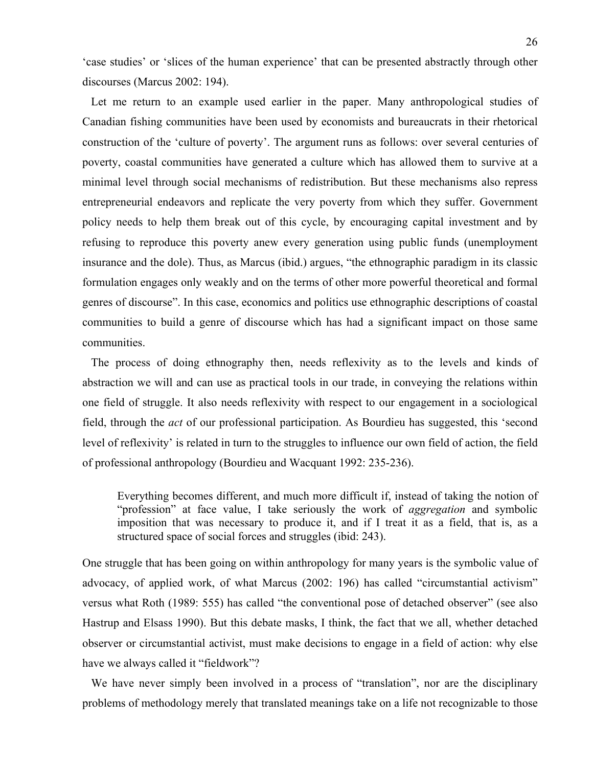'case studies' or 'slices of the human experience' that can be presented abstractly through other discourses (Marcus 2002: 194).

Let me return to an example used earlier in the paper. Many anthropological studies of Canadian fishing communities have been used by economists and bureaucrats in their rhetorical construction of the 'culture of poverty'. The argument runs as follows: over several centuries of poverty, coastal communities have generated a culture which has allowed them to survive at a minimal level through social mechanisms of redistribution. But these mechanisms also repress entrepreneurial endeavors and replicate the very poverty from which they suffer. Government policy needs to help them break out of this cycle, by encouraging capital investment and by refusing to reproduce this poverty anew every generation using public funds (unemployment insurance and the dole). Thus, as Marcus (ibid.) argues, "the ethnographic paradigm in its classic formulation engages only weakly and on the terms of other more powerful theoretical and formal genres of discourse". In this case, economics and politics use ethnographic descriptions of coastal communities to build a genre of discourse which has had a significant impact on those same communities.

The process of doing ethnography then, needs reflexivity as to the levels and kinds of abstraction we will and can use as practical tools in our trade, in conveying the relations within one field of struggle. It also needs reflexivity with respect to our engagement in a sociological field, through the *act* of our professional participation. As Bourdieu has suggested, this 'second level of reflexivity' is related in turn to the struggles to influence our own field of action, the field of professional anthropology (Bourdieu and Wacquant 1992: 235-236).

> Everything becomes different, and much more difficult if, instead of taking the notion of "profession" at face value, I take seriously the work of *aggregation* and symbolic imposition that was necessary to produce it, and if I treat it as a field, that is, as a structured space of social forces and struggles (ibid: 243).

One struggle that has been going on within anthropology for many years is the symbolic value of advocacy, of applied work, of what Marcus (2002: 196) has called "circumstantial activism" versus what Roth (1989: 555) has called "the conventional pose of detached observer" (see also Hastrup and Elsass 1990). But this debate masks, I think, the fact that we all, whether detached observer or circumstantial activist, must make decisions to engage in a field of action: why else have we always called it "fieldwork"?

We have never simply been involved in a process of "translation", nor are the disciplinary problems of methodology merely that translated meanings take on a life not recognizable to those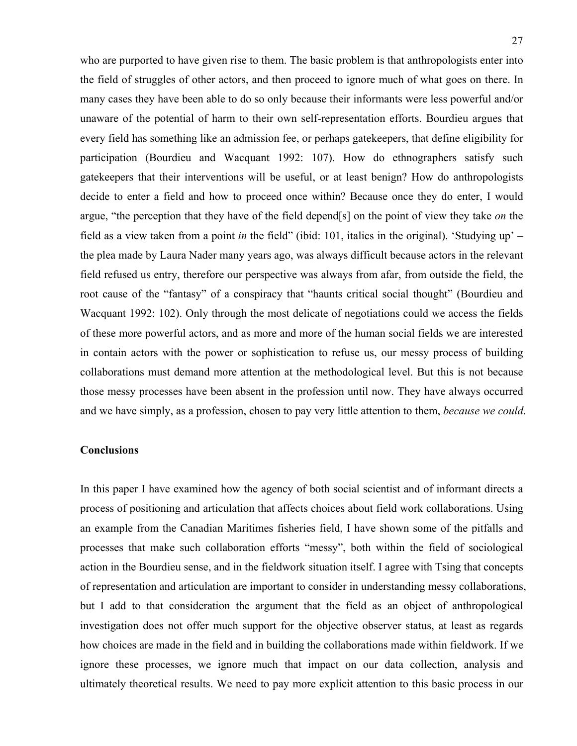who are purported to have given rise to them. The basic problem is that anthropologists enter into the field of struggles of other actors, and then proceed to ignore much of what goes on there. In many cases they have been able to do so only because their informants were less powerful and/or unaware of the potential of harm to their own self-representation efforts. Bourdieu argues that every field has something like an admission fee, or perhaps gatekeepers, that define eligibility for participation (Bourdieu and Wacquant 1992: 107). How do ethnographers satisfy such gatekeepers that their interventions will be useful, or at least benign? How do anthropologists decide to enter a field and how to proceed once within? Because once they do enter, I would argue, "the perception that they have of the field depend[s] on the point of view they take *on* the field as a view taken from a point *in* the field" (ibid: 101, italics in the original). 'Studying up' – the plea made by Laura Nader many years ago, was always difficult because actors in the relevant field refused us entry, therefore our perspective was always from afar, from outside the field, the root cause of the "fantasy" of a conspiracy that "haunts critical social thought" (Bourdieu and Wacquant 1992: 102). Only through the most delicate of negotiations could we access the fields of these more powerful actors, and as more and more of the human social fields we are interested in contain actors with the power or sophistication to refuse us, our messy process of building collaborations must demand more attention at the methodological level. But this is not because those messy processes have been absent in the profession until now. They have always occurred and we have simply, as a profession, chosen to pay very little attention to them, *because we could*.

## Conclusions

In this paper I have examined how the agency of both social scientist and of informant directs a process of positioning and articulation that affects choices about field work collaborations. Using an example from the Canadian Maritimes fisheries field, I have shown some of the pitfalls and processes that make such collaboration efforts "messy", both within the field of sociological action in the Bourdieu sense, and in the fieldwork situation itself. I agree with Tsing that concepts of representation and articulation are important to consider in understanding messy collaborations, but I add to that consideration the argument that the field as an object of anthropological investigation does not offer much support for the objective observer status, at least as regards how choices are made in the field and in building the collaborations made within fieldwork. If we ignore these processes, we ignore much that impact on our data collection, analysis and ultimately theoretical results. We need to pay more explicit attention to this basic process in our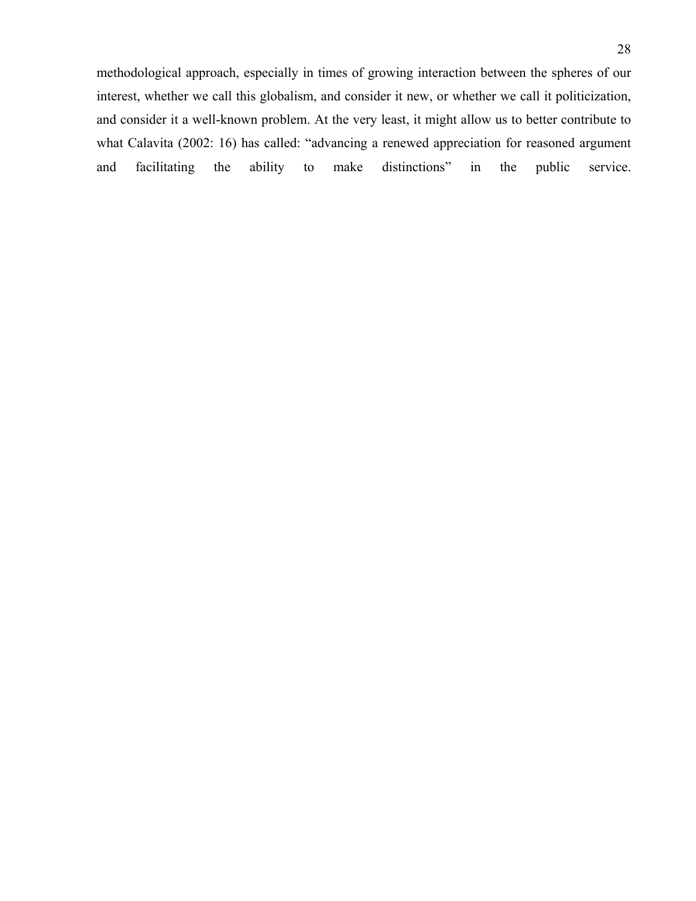methodological approach, especially in times of growing interaction between the spheres of our interest, whether we call this globalism, and consider it new, or whether we call it politicization, and consider it a well-known problem. At the very least, it might allow us to better contribute to what Calavita (2002: 16) has called: "advancing a renewed appreciation for reasoned argument and facilitating the ability to make distinctions" in the public service.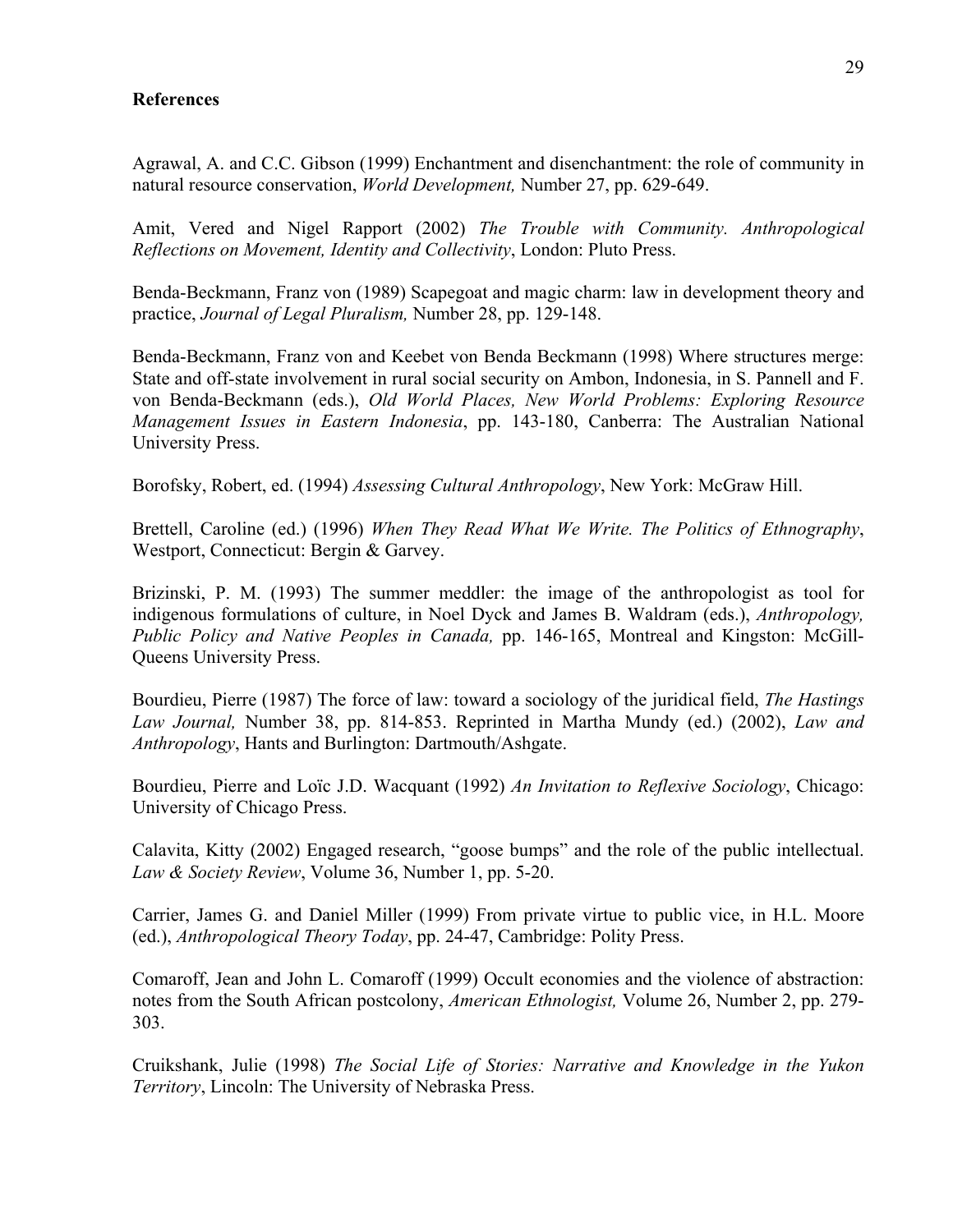## References

Agrawal, A. and C.C. Gibson (1999) Enchantment and disenchantment: the role of community in natural resource conservation, *World Development,* Number 27, pp. 629-649.

Amit, Vered and Nigel Rapport (2002) *The Trouble with Community. Anthropological Reflections on Movement, Identity and Collectivity*, London: Pluto Press.

Benda-Beckmann, Franz von (1989) Scapegoat and magic charm: law in development theory and practice, *Journal of Legal Pluralism,* Number 28, pp. 129-148.

Benda-Beckmann, Franz von and Keebet von Benda Beckmann (1998) Where structures merge: State and off-state involvement in rural social security on Ambon, Indonesia, in S. Pannell and F. von Benda-Beckmann (eds.), *Old World Places, New World Problems: Exploring Resource Management Issues in Eastern Indonesia*, pp. 143-180, Canberra: The Australian National University Press.

Borofsky, Robert, ed. (1994) *Assessing Cultural Anthropology*, New York: McGraw Hill.

Brettell, Caroline (ed.) (1996) *When They Read What We Write. The Politics of Ethnography*, Westport, Connecticut: Bergin & Garvey.

Brizinski, P. M. (1993) The summer meddler: the image of the anthropologist as tool for indigenous formulations of culture, in Noel Dyck and James B. Waldram (eds.), *Anthropology, Public Policy and Native Peoples in Canada,* pp. 146-165, Montreal and Kingston: McGill-Queens University Press.

Bourdieu, Pierre (1987) The force of law: toward a sociology of the juridical field, *The Hastings Law Journal,* Number 38, pp. 814-853. Reprinted in Martha Mundy (ed.) (2002), *Law and Anthropology*, Hants and Burlington: Dartmouth/Ashgate.

Bourdieu, Pierre and Loïc J.D. Wacquant (1992) *An Invitation to Reflexive Sociology*, Chicago: University of Chicago Press.

Calavita, Kitty (2002) Engaged research, "goose bumps" and the role of the public intellectual. *Law & Society Review*, Volume 36, Number 1, pp. 5-20.

Carrier, James G. and Daniel Miller (1999) From private virtue to public vice, in H.L. Moore (ed.), *Anthropological Theory Today*, pp. 24-47, Cambridge: Polity Press.

Comaroff, Jean and John L. Comaroff (1999) Occult economies and the violence of abstraction: notes from the South African postcolony, *American Ethnologist,* Volume 26, Number 2, pp. 279-303.

Cruikshank, Julie (1998) *The Social Life of Stories: Narrative and Knowledge in the Yukon Territory*, Lincoln: The University of Nebraska Press.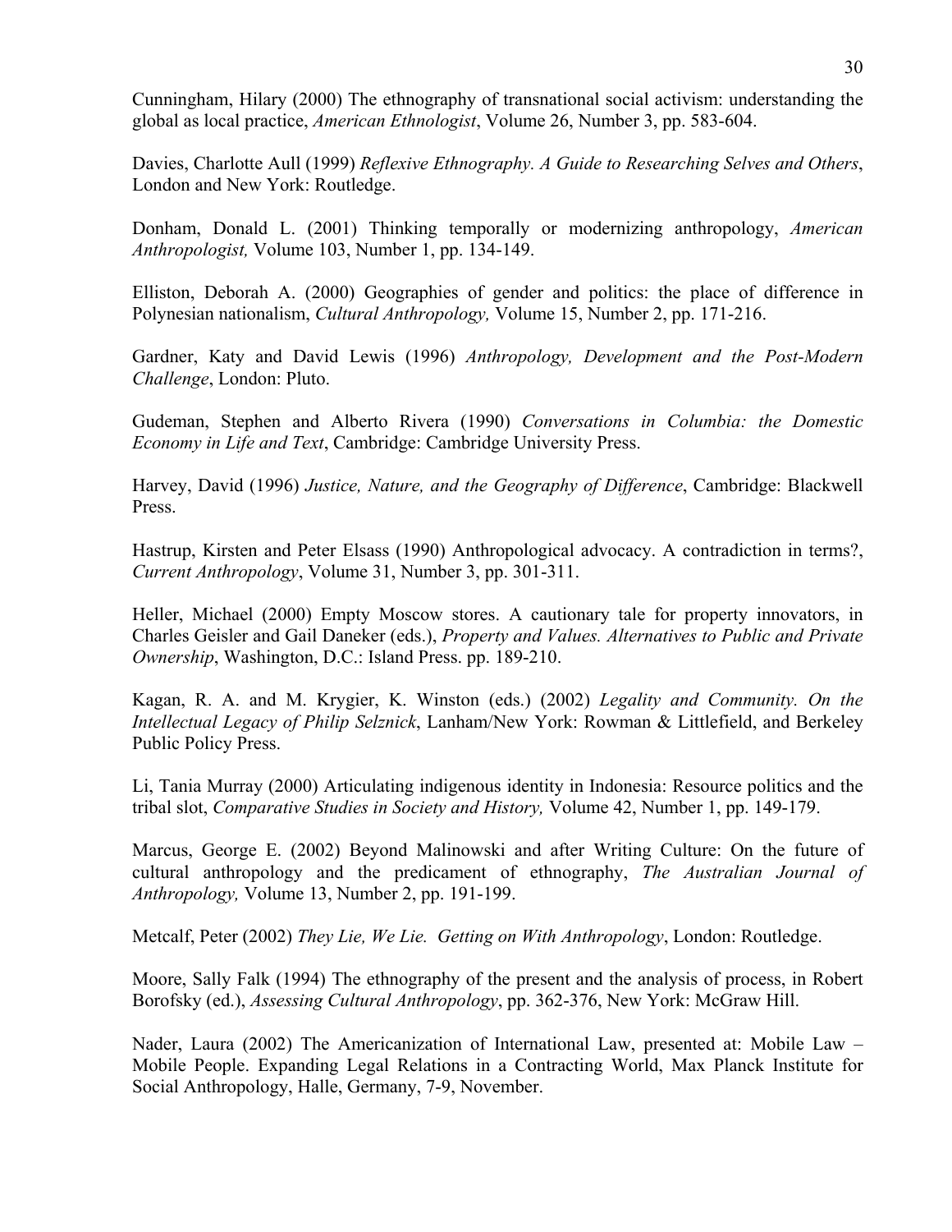Cunningham, Hilary (2000) The ethnography of transnational social activism: understanding the global as local practice, *American Ethnologist*, Volume 26, Number 3, pp. 583-604.

Davies, Charlotte Aull (1999) *Reflexive Ethnography. A Guide to Researching Selves and Others*, London and New York: Routledge.

Donham, Donald L. (2001) Thinking temporally or modernizing anthropology, *American Anthropologist,* Volume 103, Number 1, pp. 134-149.

Elliston, Deborah A. (2000) Geographies of gender and politics: the place of difference in Polynesian nationalism, *Cultural Anthropology,* Volume 15, Number 2, pp. 171-216.

Gardner, Katy and David Lewis (1996) *Anthropology, Development and the Post-Modern Challenge*, London: Pluto.

Gudeman, Stephen and Alberto Rivera (1990) *Conversations in Columbia: the Domestic Economy in Life and Text*, Cambridge: Cambridge University Press.

Harvey, David (1996) *Justice, Nature, and the Geography of Difference*, Cambridge: Blackwell Press.

Hastrup, Kirsten and Peter Elsass (1990) Anthropological advocacy. A contradiction in terms?, *Current Anthropology*, Volume 31, Number 3, pp. 301-311.

Heller, Michael (2000) Empty Moscow stores. A cautionary tale for property innovators, in Charles Geisler and Gail Daneker (eds.), *Property and Values. Alternatives to Public and Private Ownership*, Washington, D.C.: Island Press. pp. 189-210.

Kagan, R. A. and M. Krygier, K. Winston (eds.) (2002) *Legality and Community. On the Intellectual Legacy of Philip Selznick*, Lanham/New York: Rowman & Littlefield, and Berkeley Public Policy Press.

Li, Tania Murray (2000) Articulating indigenous identity in Indonesia: Resource politics and the tribal slot, *Comparative Studies in Society and History,* Volume 42, Number 1, pp. 149-179.

Marcus, George E. (2002) Beyond Malinowski and after Writing Culture: On the future of cultural anthropology and the predicament of ethnography, *The Australian Journal of Anthropology,* Volume 13, Number 2, pp. 191-199.

Metcalf, Peter (2002) *They Lie, We Lie. Getting on With Anthropology*, London: Routledge.

Moore, Sally Falk (1994) The ethnography of the present and the analysis of process, in Robert Borofsky (ed.), *Assessing Cultural Anthropology*, pp. 362-376, New York: McGraw Hill.

Nader, Laura (2002) The Americanization of International Law, presented at: Mobile Law – Mobile People. Expanding Legal Relations in a Contracting World, Max Planck Institute for Social Anthropology, Halle, Germany, 7-9, November.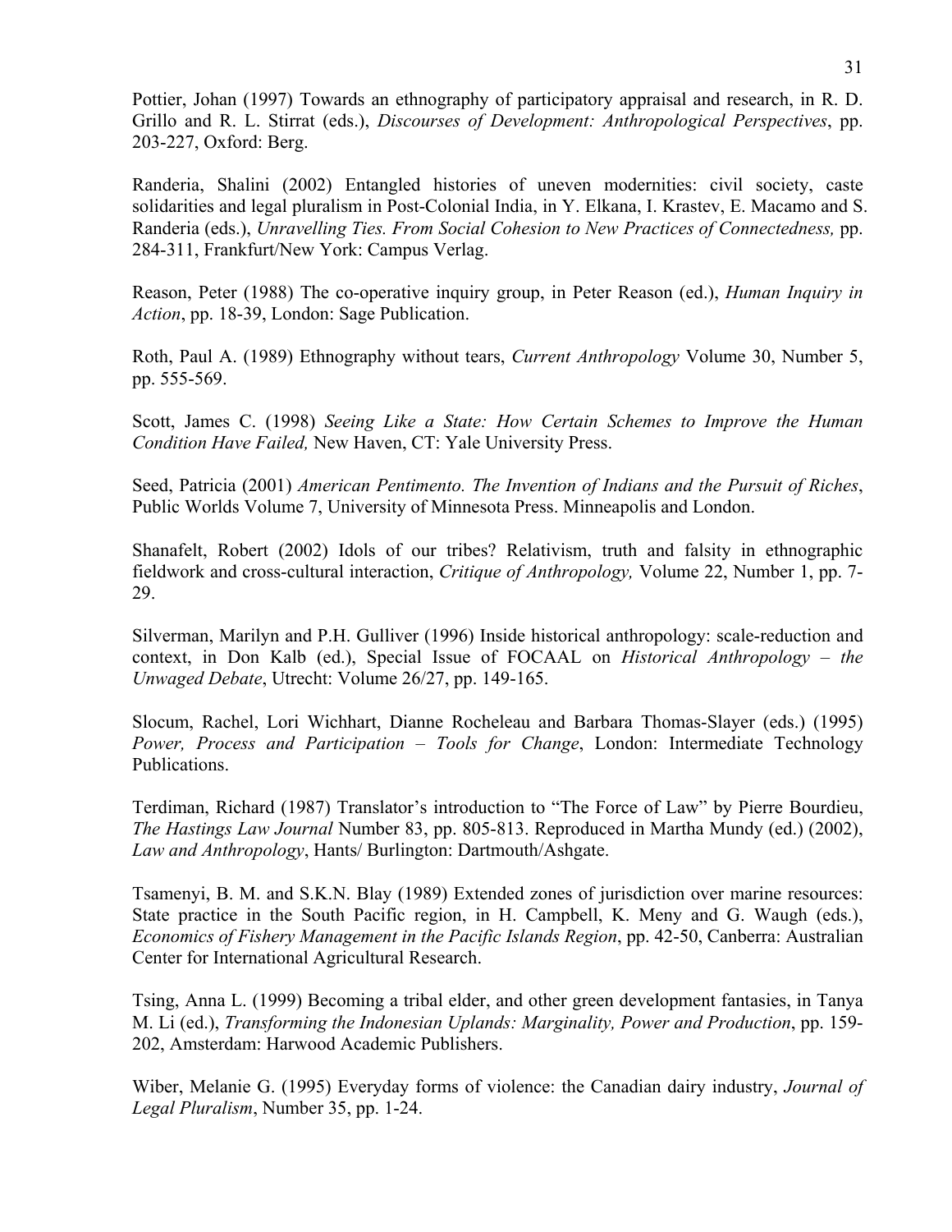Pottier, Johan (1997) Towards an ethnography of participatory appraisal and research, in R. D. Grillo and R. L. Stirrat (eds.), *Discourses of Development: Anthropological Perspectives*, pp. 203-227, Oxford: Berg.

Randeria, Shalini (2002) Entangled histories of uneven modernities: civil society, caste solidarities and legal pluralism in Post-Colonial India, in Y. Elkana, I. Krastev, E. Macamo and S. Randeria (eds.), *Unravelling Ties. From Social Cohesion to New Practices of Connectedness,* pp. 284-311, Frankfurt/New York: Campus Verlag.

Reason, Peter (1988) The co-operative inquiry group, in Peter Reason (ed.), *Human Inquiry in Action*, pp. 18-39, London: Sage Publication.

Roth, Paul A. (1989) Ethnography without tears, *Current Anthropology* Volume 30, Number 5, pp. 555-569.

Scott, James C. (1998) *Seeing Like a State: How Certain Schemes to Improve the Human Condition Have Failed,* New Haven, CT: Yale University Press.

Seed, Patricia (2001) *American Pentimento. The Invention of Indians and the Pursuit of Riches*, Public Worlds Volume 7, University of Minnesota Press. Minneapolis and London.

Shanafelt, Robert (2002) Idols of our tribes? Relativism, truth and falsity in ethnographic fieldwork and cross-cultural interaction, *Critique of Anthropology,* Volume 22, Number 1, pp. 7-29.

Silverman, Marilyn and P.H. Gulliver (1996) Inside historical anthropology: scale-reduction and context, in Don Kalb (ed.), Special Issue of FOCAAL on *Historical Anthropology – the Unwaged Debate*, Utrecht: Volume 26/27, pp. 149-165.

Slocum, Rachel, Lori Wichhart, Dianne Rocheleau and Barbara Thomas-Slayer (eds.) (1995) *Power, Process and Participation – Tools for Change*, London: Intermediate Technology Publications.

Terdiman, Richard (1987) Translator's introduction to "The Force of Law" by Pierre Bourdieu, *The Hastings Law Journal* Number 83, pp. 805-813. Reproduced in Martha Mundy (ed.) (2002), *Law and Anthropology*, Hants/ Burlington: Dartmouth/Ashgate.

Tsamenyi, B. M. and S.K.N. Blay (1989) Extended zones of jurisdiction over marine resources: State practice in the South Pacific region, in H. Campbell, K. Meny and G. Waugh (eds.), *Economics of Fishery Management in the Pacific Islands Region*, pp. 42-50, Canberra: Australian Center for International Agricultural Research.

Tsing, Anna L. (1999) Becoming a tribal elder, and other green development fantasies, in Tanya M. Li (ed.), *Transforming the Indonesian Uplands: Marginality, Power and Production*, pp. 159-202, Amsterdam: Harwood Academic Publishers.

Wiber, Melanie G. (1995) Everyday forms of violence: the Canadian dairy industry, *Journal of Legal Pluralism*, Number 35, pp. 1-24.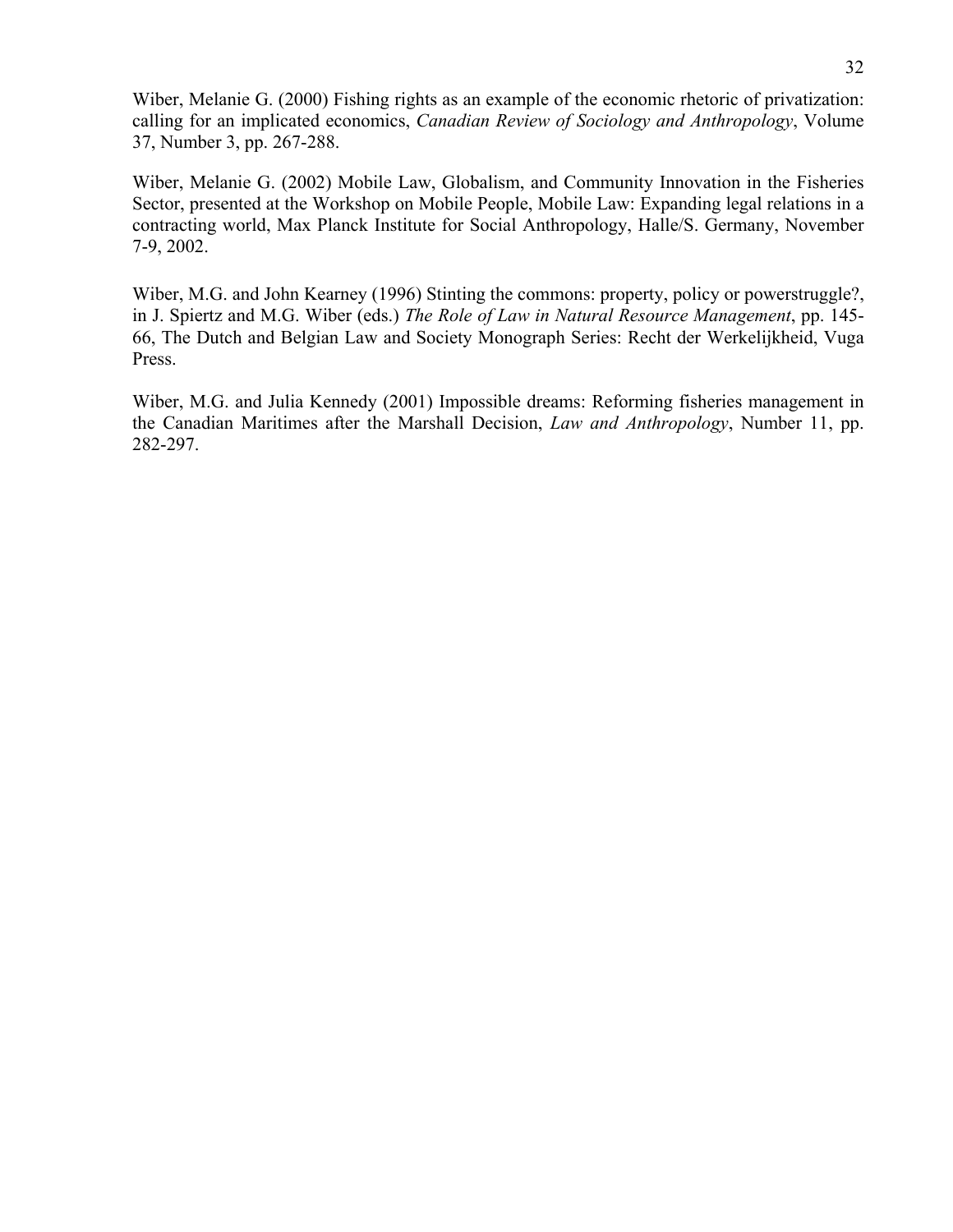Wiber, Melanie G. (2000) Fishing rights as an example of the economic rhetoric of privatization: calling for an implicated economics, *Canadian Review of Sociology and Anthropology*, Volume 37, Number 3, pp. 267-288.

Wiber, Melanie G. (2002) Mobile Law, Globalism, and Community Innovation in the Fisheries Sector, presented at the Workshop on Mobile People, Mobile Law: Expanding legal relations in a contracting world, Max Planck Institute for Social Anthropology, Halle/S. Germany, November 7-9, 2002.

Wiber, M.G. and John Kearney (1996) Stinting the commons: property, policy or powerstruggle?, in J. Spiertz and M.G. Wiber (eds.) *The Role of Law in Natural Resource Management*, pp. 145-66, The Dutch and Belgian Law and Society Monograph Series: Recht der Werkelijkheid, Vuga Press.

Wiber, M.G. and Julia Kennedy (2001) Impossible dreams: Reforming fisheries management in the Canadian Maritimes after the Marshall Decision, *Law and Anthropology*, Number 11, pp. 282-297.